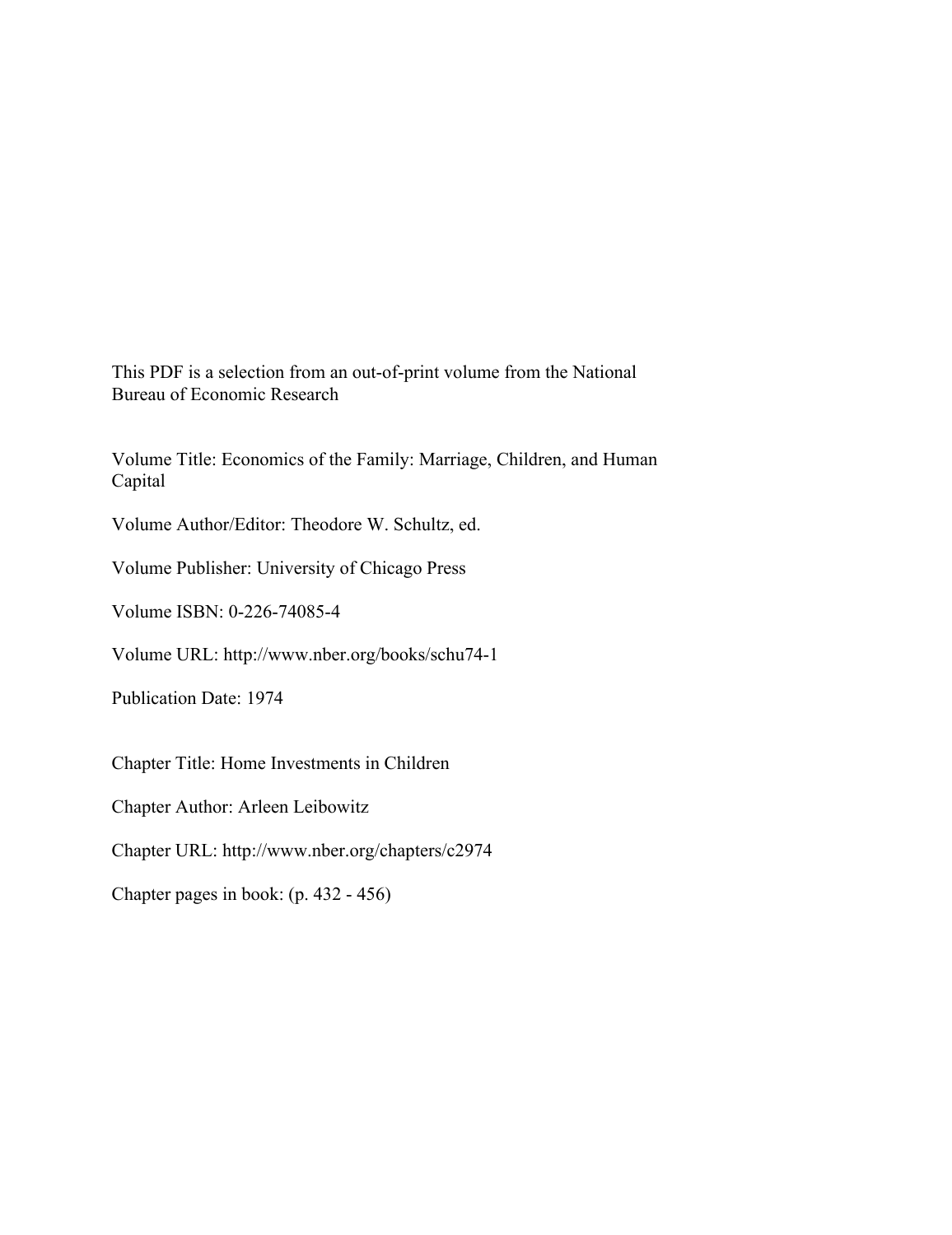This PDF is a selection from an out-of-print volume from the National Bureau of Economic Research

Volume Title: Economics of the Family: Marriage, Children, and Human Capital

Volume Author/Editor: Theodore W. Schultz, ed.

Volume Publisher: University of Chicago Press

Volume ISBN: 0-226-74085-4

Volume URL: http://www.nber.org/books/schu74-1

Publication Date: 1974

Chapter Title: Home Investments in Children

Chapter Author: Arleen Leibowitz

Chapter URL: http://www.nber.org/chapters/c2974

Chapter pages in book: (p. 432 - 456)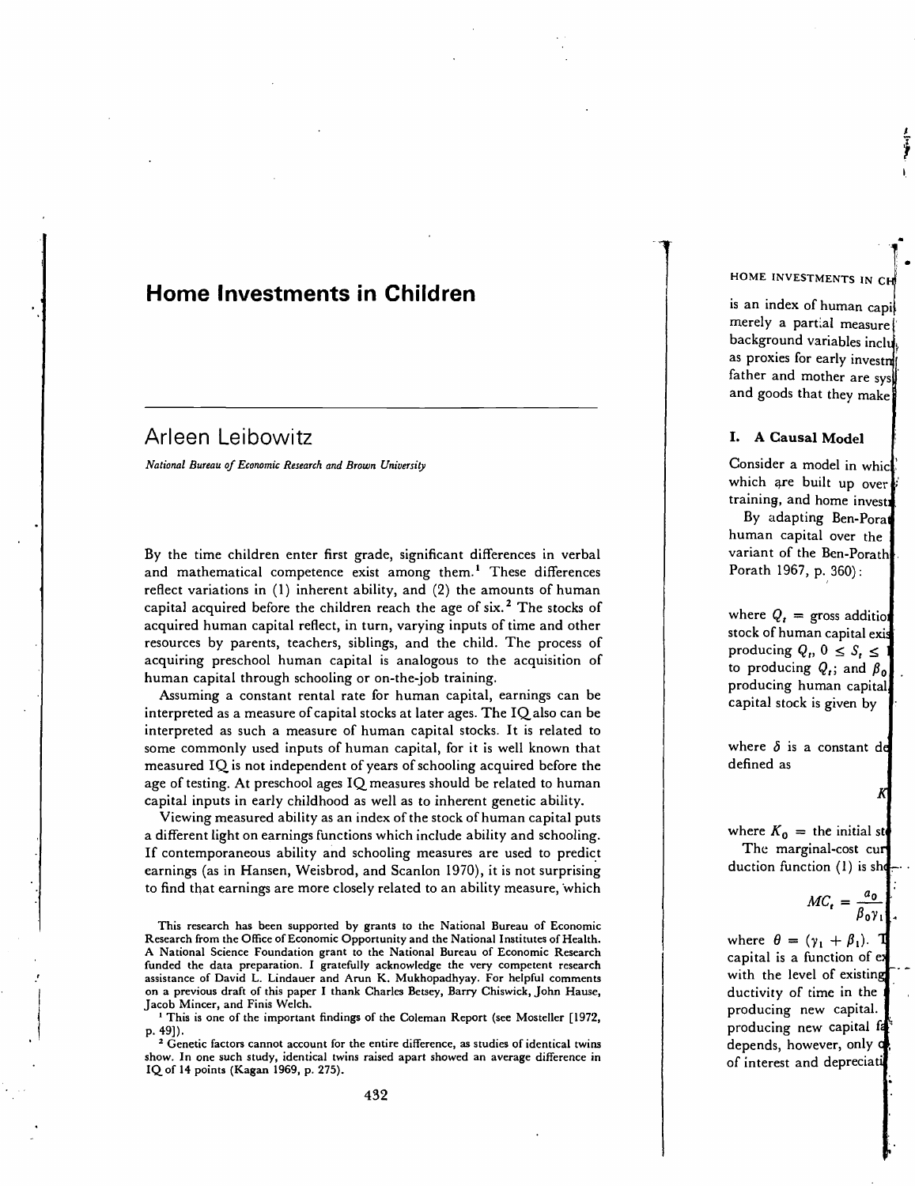# Home Investments in Children

## Arleen Leibowitz

*National Bureau of Economic Research and Brown University*

By the time children enter first grade, significant differences in verbal and mathematical competence exist among them.[1] These differences reflect variations in (1) inherent ability, and (2) the amounts of human capital acquired before the children reach the age of six.[2] The stocks of acquired human capital reflect, in turn, varying inputs of time and other resources by parents, teachers, siblings, and the child. The process of acquiring preschool human capital is analogous to the acquisition of human capital through schooling or on-the-job training.

Assuming a constant rental rate for human capital, earnings can be interpreted as a measure of capital stocks at later ages. The IQ also can be interpreted as such a measure of human capital stocks. It is related to some commonly used inputs of human capital, for it is well known that measured IQ is not independent of years of schooling acquired before the age of testing. At preschool ages IQ measures should be related to human capital inputs in early childhood as well as to inherent genetic ability.

Viewing measured ability as an index of the stock of human capital puts a different light on earnings functions which include ability and schooling. If contemporaneous ability and schooling measures are used to predict earnings (as in Hansen, Weisbrod, and Scanlon 1970), it is not surprising to find that earnings are more closely related to an ability measure, which

This research has been supported by grants to the National Bureau of Economic Research from the Office of Economic Opportunity and the National Institutes of Health. A National Science Foundation grant to the National Bureau of Economic Research funded the data preparation. I gratefully acknowledge the very competent research assistance of David L. Lindauer and Arun K. Mukhopadhyay. For helpful comments on a previous draft of this paper I thank Charles Betsey, Barry Chiswick, John Hause, Jacob Mincer, and Finis Welch.

[1] This is one of the important findings of the Coleman Report (see Mosteller [1972, p. 49]).

[2] Genetic factors cannot account for the entire difference, as studies of identical twins show. In one such study, identical twins raised apart showed an average difference in IQ of 14 points (Kagan 1969, p. 275).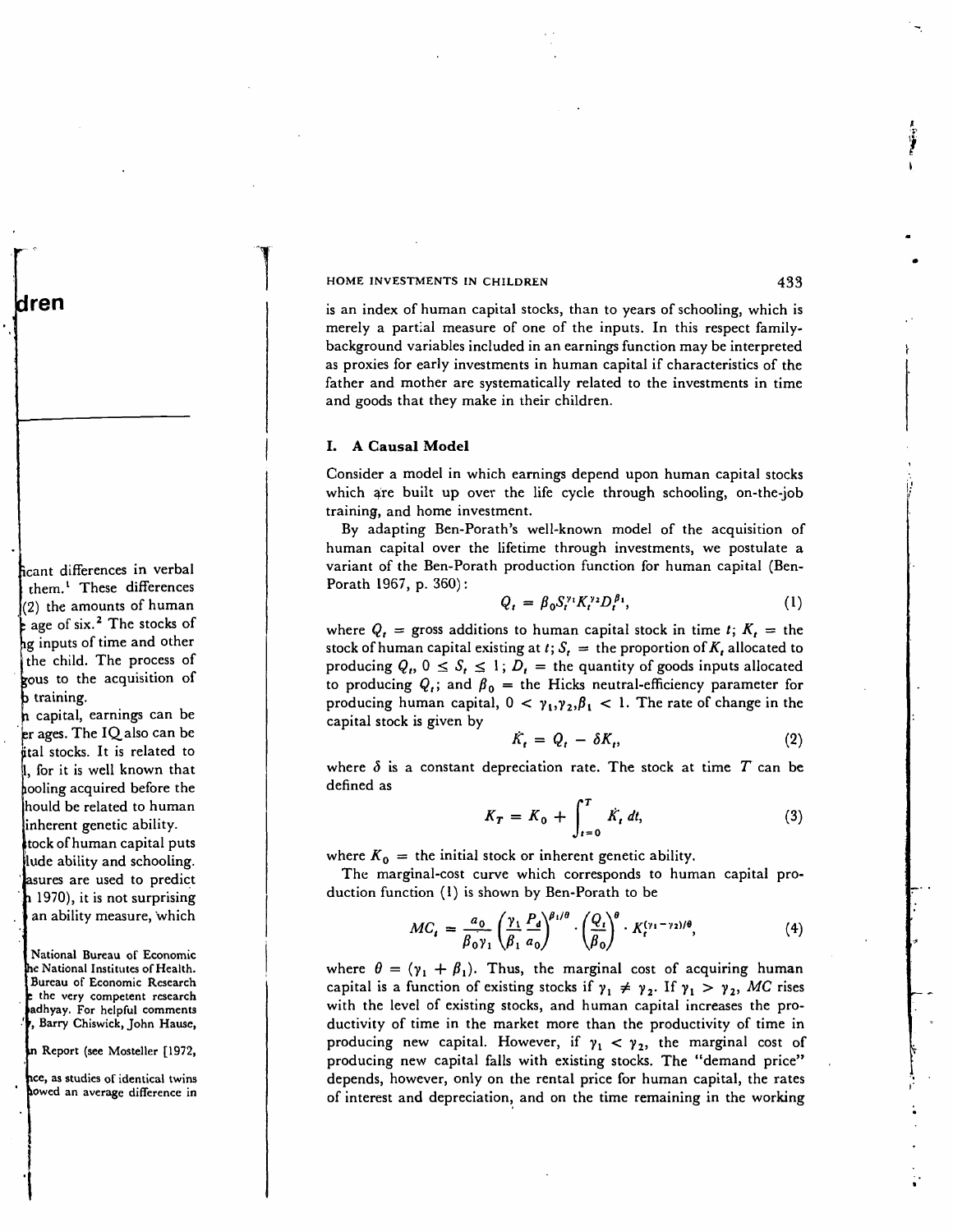is an index of human capital stocks, than to years of schooling, which is merely a partial measure of one of the inputs. In this respect family-background variables included in an earnings function may be interpreted as proxies for early investments in human capital if characteristics of the father and mother are systematically related to the investments in time and goods that they make in their children.

## I. A Causal Model

Consider a model in which earnings depend upon human capital stocks which are built up over the life cycle through schooling, on-the-job training, and home investment.

By adapting Ben-Porath's well-known model of the acquisition of human capital over the lifetime through investments, we postulate a variant of the Ben-Porath production function for human capital (Ben-Porath 1967, p. 360):

$$Q_t = \beta_0 S_t^{\gamma_1} K_t^{\gamma_2} D_t^{\beta_1}, \tag{1}$$

where $Q_t$ = gross additions to human capital stock in time $t$; $K_t$ = the stock of human capital existing at $t$; $S_t$ = the proportion of $K_t$ allocated to producing $Q_t$, $0 \leq S_t \leq 1$; $D_t$ = the quantity of goods inputs allocated to producing $Q_t$; and $\beta_0$ = the Hicks neutral-efficiency parameter for producing human capital, $0 < \gamma_1, \gamma_2, \beta_1 < 1$. The rate of change in the capital stock is given by

$$\dot{K}_t = Q_t - \delta K_t, \tag{2}$$

where $\delta$ is a constant depreciation rate. The stock at time $T$ can be defined as

$$K_T = K_0 + \int_{t=0}^{T} \dot{K}_t \, dt, \tag{3}$$

where $K_0$ = the initial stock or inherent genetic ability.

The marginal-cost curve which corresponds to human capital production function (1) is shown by Ben-Porath to be

$$MC_t = \frac{a_0}{\beta_0 \gamma_1} \left( \frac{\gamma_1}{\beta_1} \frac{P_d}{a_0} \right)^{\beta_1/\theta} \cdot \left( \frac{Q_t}{\beta_0} \right)^{\theta} \cdot K_t^{(\gamma_1 - \gamma_2)/\theta}, \tag{4}$$

where $\theta = (\gamma_1 + \beta_1)$. Thus, the marginal cost of acquiring human capital is a function of existing stocks if $\gamma_1 \neq \gamma_2$. If $\gamma_1 > \gamma_2$, $MC$ rises with the level of existing stocks, and human capital increases the productivity of time in the market more than the productivity of time in producing new capital. However, if $\gamma_1 < \gamma_2$, the marginal cost of producing new capital falls with existing stocks. The "demand price" depends, however, only on the rental price for human capital, the rates of interest and depreciation, and on the time remaining in the working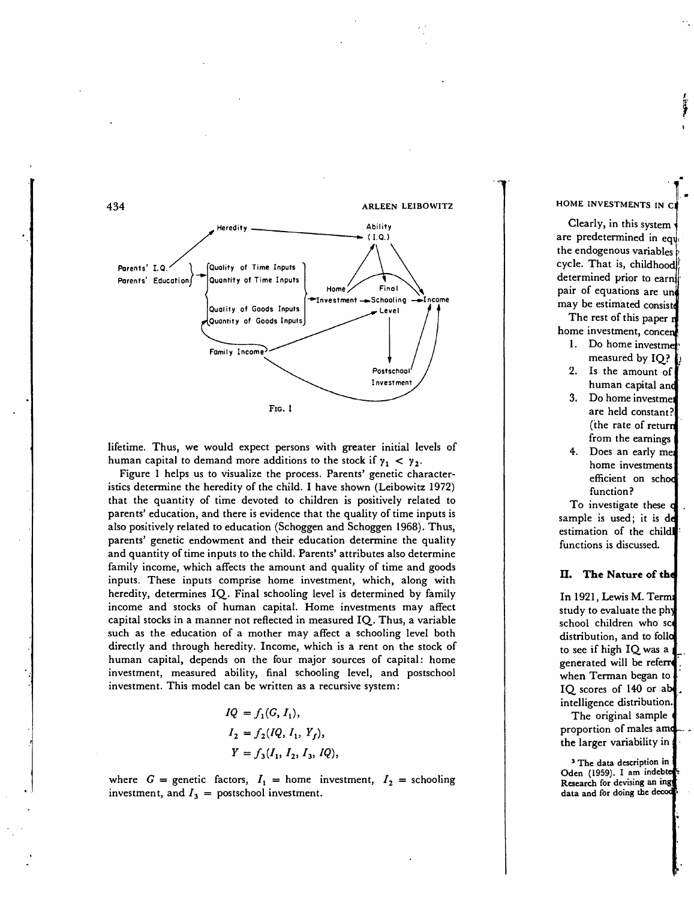Heredity

Ability (I.Q.)

Parents' I.Q.

Parents' Education

Quality of Time Inputs

Quantity of Time Inputs

Quality of Goods Inputs

Quantity of Goods Inputs

Home Investment

Final Schooling Level

Income

Family Income

Postschool Investment

FIG. 1

lifetime. Thus, we would expect persons with greater initial levels of human capital to demand more additions to the stock if $\gamma_1 < \gamma_2$.

Figure 1 helps us to visualize the process. Parents' genetic characteristics determine the heredity of the child. I have shown (Leibowitz 1972) that the quantity of time devoted to children is positively related to parents' education, and there is evidence that the quality of time inputs is also positively related to education (Schoggen and Schoggen 1968). Thus, parents' genetic endowment and their education determine the quality and quantity of time inputs to the child. Parents' attributes also determine family income, which affects the amount and quality of time and goods inputs. These inputs comprise home investment, which, along with heredity, determines IQ. Final schooling level is determined by family income and stocks of human capital. Home investments may affect capital stocks in a manner not reflected in measured IQ. Thus, a variable such as the education of a mother may affect a schooling level both directly and through heredity. Income, which is a rent on the stock of human capital, depends on the four major sources of capital: home investment, measured ability, final schooling level, and postschool investment. This model can be written as a recursive system:

$$IQ = f_1(G, I_1),$$

$$I_2 = f_2(IQ, I_1, Y_f),$$

$$Y = f_3(I_1, I_2, I_3, IQ),$$

where $G$ = genetic factors, $I_1$ = home investment, $I_2$ = schooling investment, and $I_3$ = postschool investment.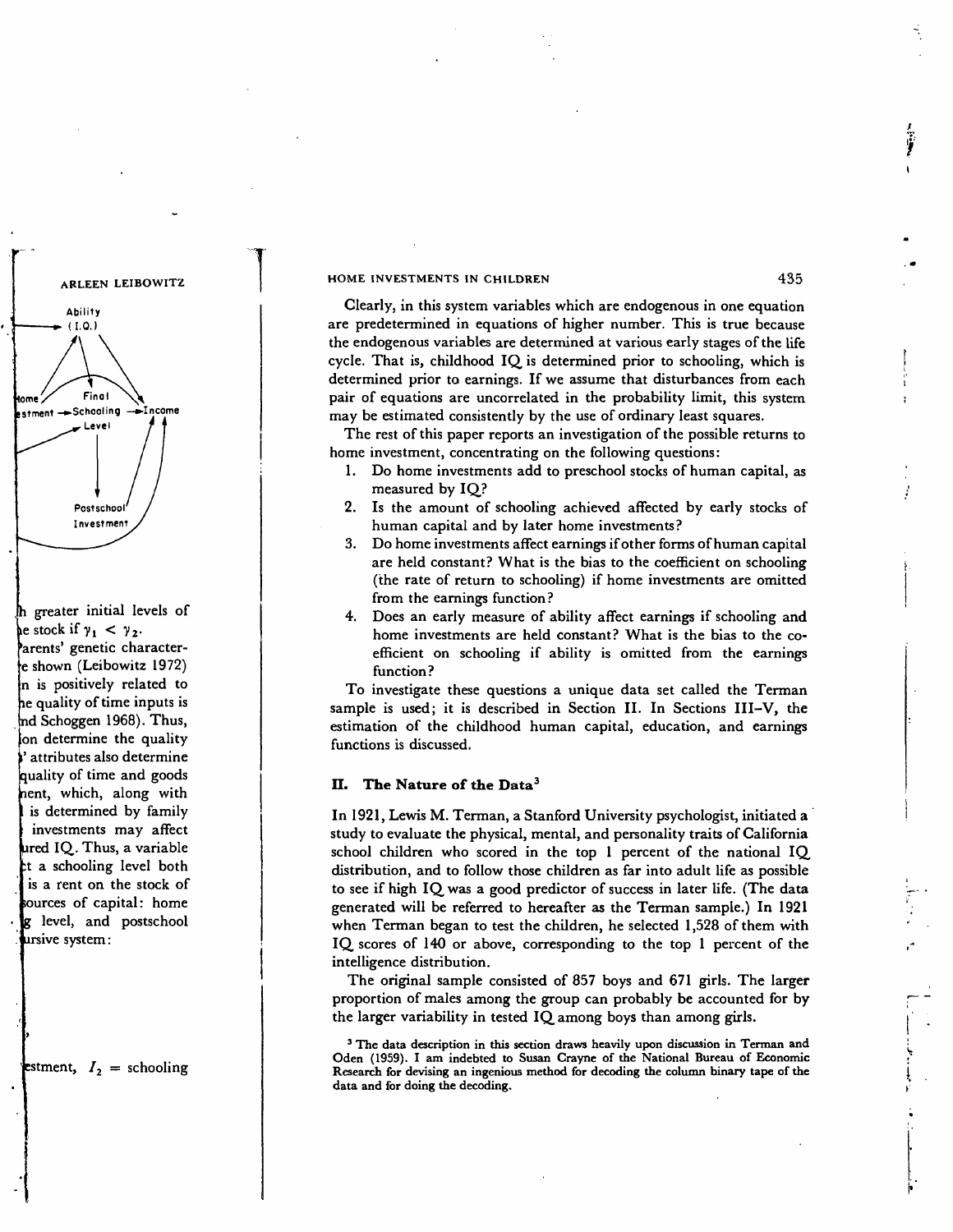Clearly, in this system variables which are endogenous in one equation are predetermined in equations of higher number. This is true because the endogenous variables are determined at various early stages of the life cycle. That is, childhood IQ is determined prior to schooling, which is determined prior to earnings. If we assume that disturbances from each pair of equations are uncorrelated in the probability limit, this system may be estimated consistently by the use of ordinary least squares.

The rest of this paper reports an investigation of the possible returns to home investment, concentrating on the following questions:

1. Do home investments add to preschool stocks of human capital, as measured by IQ?
2. Is the amount of schooling achieved affected by early stocks of human capital and by later home investments?
3. Do home investments affect earnings if other forms of human capital are held constant? What is the bias to the coefficient on schooling (the rate of return to schooling) if home investments are omitted from the earnings function?
4. Does an early measure of ability affect earnings if schooling and home investments are held constant? What is the bias to the coefficient on schooling if ability is omitted from the earnings function?

To investigate these questions a unique data set called the Terman sample is used; it is described in Section II. In Sections III–V, the estimation of the childhood human capital, education, and earnings functions is discussed.

## II. The Nature of the Data[3]

In 1921, Lewis M. Terman, a Stanford University psychologist, initiated a study to evaluate the physical, mental, and personality traits of California school children who scored in the top 1 percent of the national IQ distribution, and to follow those children as far into adult life as possible to see if high IQ was a good predictor of success in later life. (The data generated will be referred to hereafter as the Terman sample.) In 1921 when Terman began to test the children, he selected 1,528 of them with IQ scores of 140 or above, corresponding to the top 1 percent of the intelligence distribution.

The original sample consisted of 857 boys and 671 girls. The larger proportion of males among the group can probably be accounted for by the larger variability in tested IQ among boys than among girls.

[3] The data description in this section draws heavily upon discussion in Terman and Oden (1959). I am indebted to Susan Crayne of the National Bureau of Economic Research for devising an ingenious method for decoding the column binary tape of the data and for doing the decoding.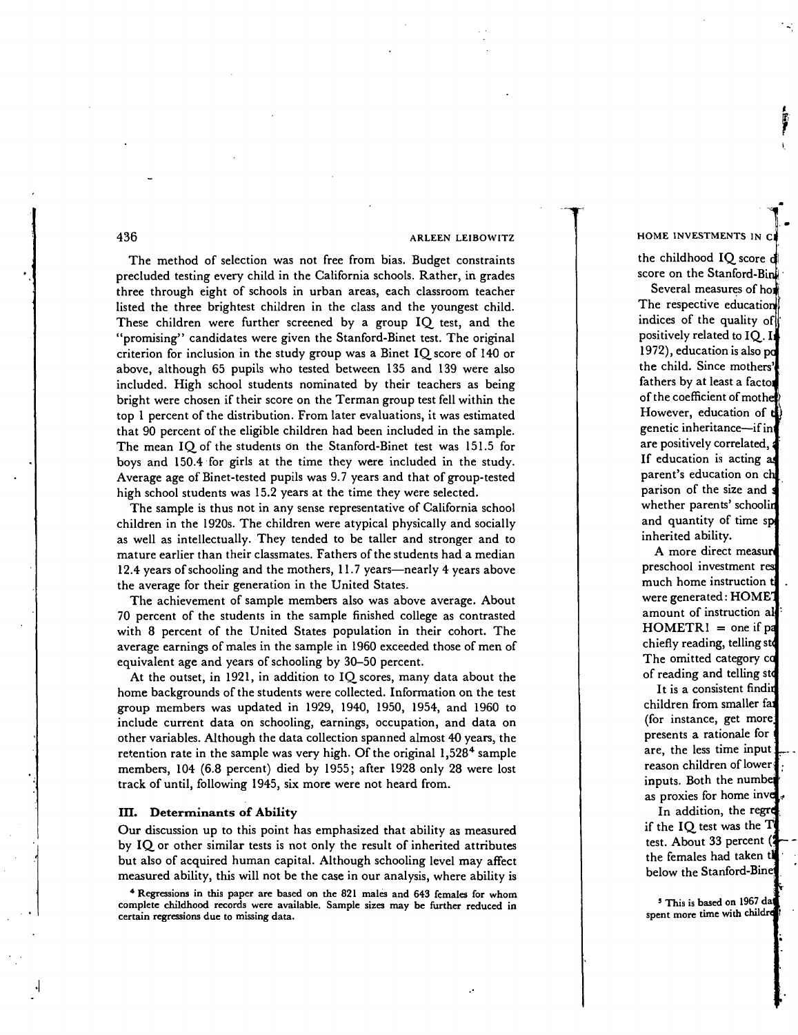The method of selection was not free from bias. Budget constraints precluded testing every child in the California schools. Rather, in grades three through eight of schools in urban areas, each classroom teacher listed the three brightest children in the class and the youngest child. These children were further screened by a group IQ test, and the "promising" candidates were given the Stanford-Binet test. The original criterion for inclusion in the study group was a Binet IQ score of 140 or above, although 65 pupils who tested between 135 and 139 were also included. High school students nominated by their teachers as being bright were chosen if their score on the Terman group test fell within the top 1 percent of the distribution. From later evaluations, it was estimated that 90 percent of the eligible children had been included in the sample. The mean IQ of the students on the Stanford-Binet test was 151.5 for boys and 150.4 for girls at the time they were included in the study. Average age of Binet-tested pupils was 9.7 years and that of group-tested high school students was 15.2 years at the time they were selected.

The sample is thus not in any sense representative of California school children in the 1920s. The children were atypical physically and socially as well as intellectually. They tended to be taller and stronger and to mature earlier than their classmates. Fathers of the students had a median 12.4 years of schooling and the mothers, 11.7 years—nearly 4 years above the average for their generation in the United States.

The achievement of sample members also was above average. About 70 percent of the students in the sample finished college as contrasted with 8 percent of the United States population in their cohort. The average earnings of males in the sample in 1960 exceeded those of men of equivalent age and years of schooling by 30–50 percent.

At the outset, in 1921, in addition to IQ scores, many data about the home backgrounds of the students were collected. Information on the test group members was updated in 1929, 1940, 1950, 1954, and 1960 to include current data on schooling, earnings, occupation, and data on other variables. Although the data collection spanned almost 40 years, the retention rate in the sample was very high. Of the original 1,528[4] sample members, 104 (6.8 percent) died by 1955; after 1928 only 28 were lost track of until, following 1945, six more were not heard from.

## III. Determinants of Ability

Our discussion up to this point has emphasized that ability as measured by IQ or other similar tests is not only the result of inherited attributes but also of acquired human capital. Although schooling level may affect measured ability, this will not be the case in our analysis, where ability is

[4] Regressions in this paper are based on the 821 males and 643 females for whom complete childhood records were available. Sample sizes may be further reduced in certain regressions due to missing data.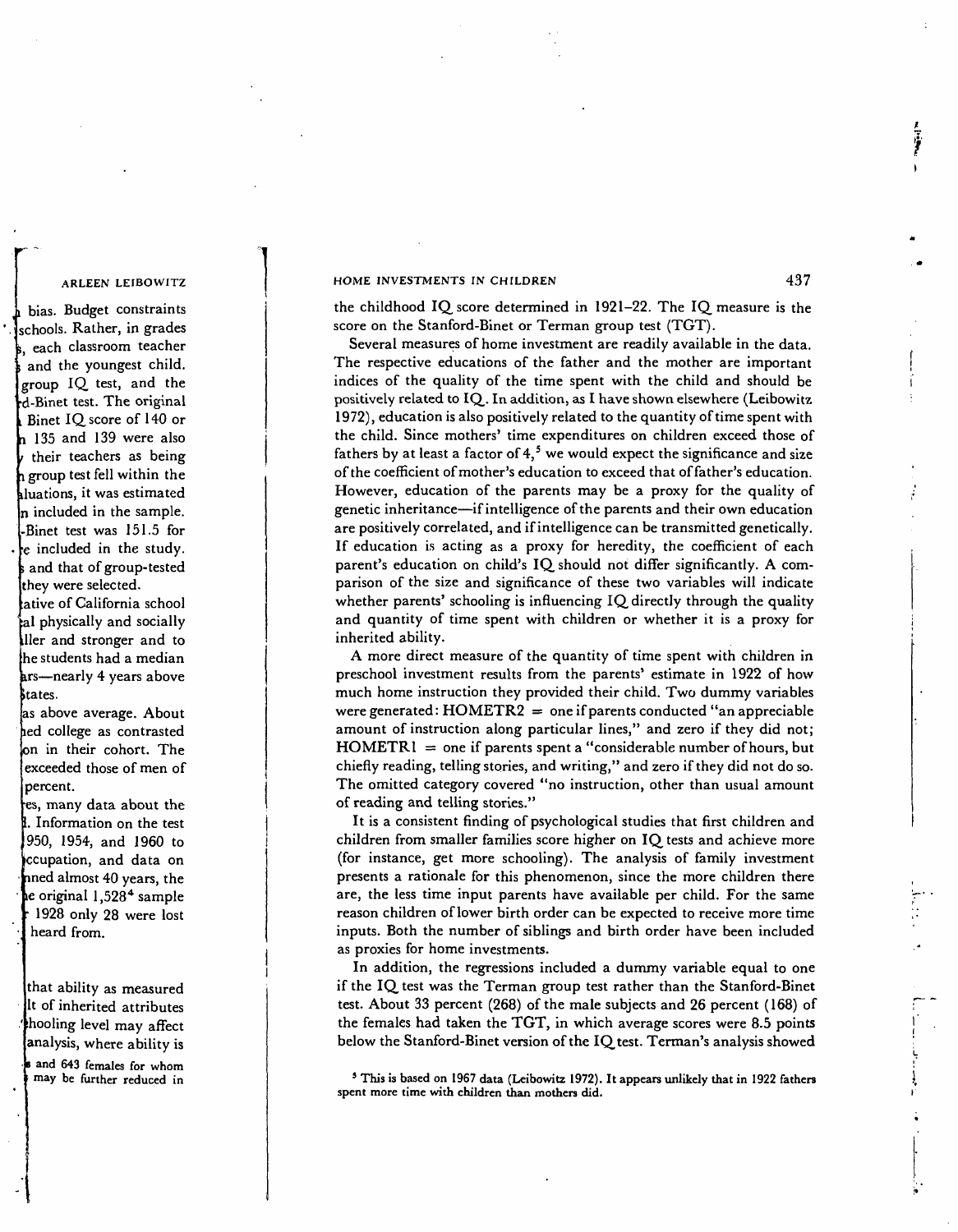the childhood IQ score determined in 1921–22. The IQ measure is the score on the Stanford-Binet or Terman group test (TGT).

Several measures of home investment are readily available in the data. The respective educations of the father and the mother are important indices of the quality of the time spent with the child and should be positively related to IQ. In addition, as I have shown elsewhere (Leibowitz 1972), education is also positively related to the quantity of time spent with the child. Since mothers' time expenditures on children exceed those of fathers by at least a factor of 4,[5] we would expect the significance and size of the coefficient of mother's education to exceed that of father's education. However, education of the parents may be a proxy for the quality of genetic inheritance—if intelligence of the parents and their own education are positively correlated, and if intelligence can be transmitted genetically. If education is acting as a proxy for heredity, the coefficient of each parent's education on child's IQ should not differ significantly. A comparison of the size and significance of these two variables will indicate whether parents' schooling is influencing IQ directly through the quality and quantity of time spent with children or whether it is a proxy for inherited ability.

A more direct measure of the quantity of time spent with children in preschool investment results from the parents' estimate in 1922 of how much home instruction they provided their child. Two dummy variables were generated: HOMETR2 = one if parents conducted "an appreciable amount of instruction along particular lines," and zero if they did not; HOMETR1 = one if parents spent a "considerable number of hours, but chiefly reading, telling stories, and writing," and zero if they did not do so. The omitted category covered "no instruction, other than usual amount of reading and telling stories."

It is a consistent finding of psychological studies that first children and children from smaller families score higher on IQ tests and achieve more (for instance, get more schooling). The analysis of family investment presents a rationale for this phenomenon, since the more children there are, the less time input parents have available per child. For the same reason children of lower birth order can be expected to receive more time inputs. Both the number of siblings and birth order have been included as proxies for home investments.

In addition, the regressions included a dummy variable equal to one if the IQ test was the Terman group test rather than the Stanford-Binet test. About 33 percent (268) of the male subjects and 26 percent (168) of the females had taken the TGT, in which average scores were 8.5 points below the Stanford-Binet version of the IQ test. Terman's analysis showed

[5] This is based on 1967 data (Leibowitz 1972). It appears unlikely that in 1922 fathers spent more time with children than mothers did.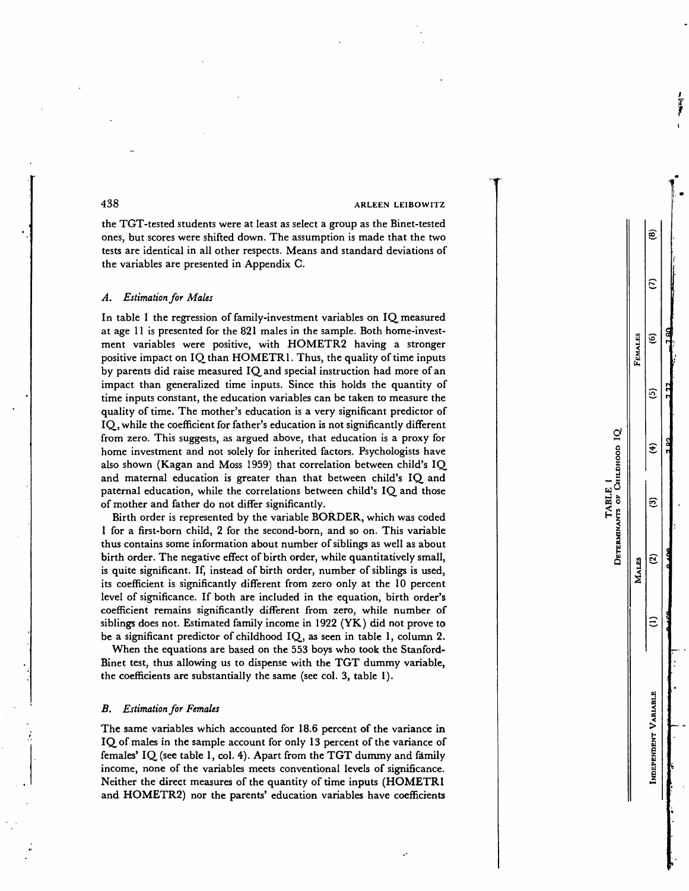the TGT-tested students were at least as select a group as the Binet-tested ones, but scores were shifted down. The assumption is made that the two tests are identical in all other respects. Means and standard deviations of the variables are presented in Appendix C.

### *A. Estimation for Males*

In table 1 the regression of family-investment variables on IQ measured at age 11 is presented for the 821 males in the sample. Both home-investment variables were positive, with HOMETR2 having a stronger positive impact on IQ than HOMETR1. Thus, the quality of time inputs by parents did raise measured IQ and special instruction had more of an impact than generalized time inputs. Since this holds the quantity of time inputs constant, the education variables can be taken to measure the quality of time. The mother's education is a very significant predictor of IQ, while the coefficient for father's education is not significantly different from zero. This suggests, as argued above, that education is a proxy for home investment and not solely for inherited factors. Psychologists have also shown (Kagan and Moss 1959) that correlation between child's IQ and maternal education is greater than that between child's IQ and paternal education, while the correlations between child's IQ and those of mother and father do not differ significantly.

Birth order is represented by the variable BORDER, which was coded 1 for a first-born child, 2 for the second-born, and so on. This variable thus contains some information about number of siblings as well as about birth order. The negative effect of birth order, while quantitatively small, is quite significant. If, instead of birth order, number of siblings is used, its coefficient is significantly different from zero only at the 10 percent level of significance. If both are included in the equation, birth order's coefficient remains significantly different from zero, while number of siblings does not. Estimated family income in 1922 (YK) did not prove to be a significant predictor of childhood IQ, as seen in table 1, column 2.

When the equations are based on the 553 boys who took the Stanford-Binet test, thus allowing us to dispense with the TGT dummy variable, the coefficients are substantially the same (see col. 3, table 1).

### *B. Estimation for Females*

The same variables which accounted for 18.6 percent of the variance in IQ of males in the sample account for only 13 percent of the variance of females' IQ (see table 1, col. 4). Apart from the TGT dummy and family income, none of the variables meets conventional levels of significance. Neither the direct measures of the quantity of time inputs (HOMETR1 and HOMETR2) nor the parents' education variables have coefficients

TABLE 1

DETERMINANTS OF CHILDHOOD IQ

| Independent Variable | Males | | | Females | | | | |
|---|---|---|---|---|---|---|---|---|
| | (1) | (2) | (3) | (4) | (5) | (6) | (7) | (8) |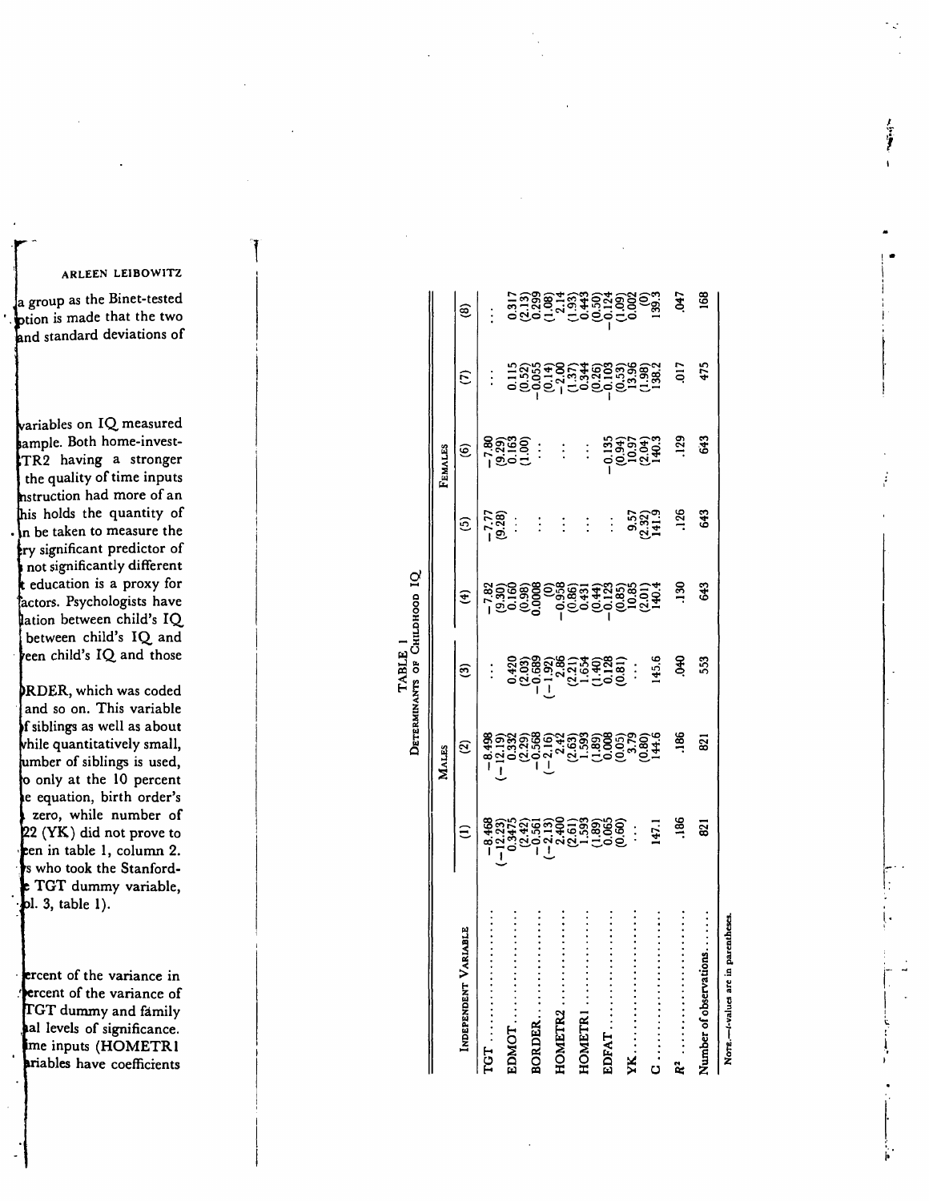a group as the Binet-tested
ption is made that the two
and standard deviations of

variables on IQ measured
sample. Both home-invest-
TR2 having a stronger
the quality of time inputs
nstruction had more of an
his holds the quantity of
n be taken to measure the
ry significant predictor of
not significantly different
education is a proxy for
actors. Psychologists have
lation between child's IQ
between child's IQ and
een child's IQ and those

RDER, which was coded
and so on. This variable
f siblings as well as about
hile quantitatively small,
umber of siblings is used,
o only at the 10 percent
e equation, birth order's
zero, while number of
22 (YK) did not prove to
een in table 1, column 2.
s who took the Stanford-
TGT dummy variable,
l. 3, table 1).

ercent of the variance in
ercent of the variance of
TGT dummy and family
al levels of significance.
me inputs (HOMETR1
riables have coefficients

TABLE 1

DETERMINANTS OF CHILDHOOD IQ

| Independent Variable | Males | | | Females | | | | |
|---|---|---|---|---|---|---|---|---|
| | (1) | (2) | (3) | (4) | (5) | (6) | (7) | (8) |
| TGT | −8.468 | −8.498 | ... | −7.82 | −7.77 | −7.80 | ... | ... |
| | (−12.23) | (−12.19) | | (9.30) | (9.28) | (9.29) | | |
| EDMOT | 0.3475 | 0.332 | 0.420 | 0.160 | ... | 0.163 | 0.115 | 0.317 |
| | (2.42) | (2.29) | (2.03) | (0.98) | | (1.00) | (0.52) | (2.13) |
| BORDER | −0.561 | −0.568 | −0.689 | 0.0008 | ... | ... | −0.055 | 0.299 |
| | (−2.13) | (−2.16) | (−1.92) | (0) | | | (0.14) | (1.08) |
| HOMETR2 | 2.400 | 2.42 | 2.86 | −0.958 | ... | ... | −2.00 | 2.14 |
| | (2.61) | (2.63) | (2.21) | (0.86) | | | (1.37) | (1.93) |
| HOMETR1 | 1.593 | 1.593 | 1.654 | 0.431 | ... | ... | 0.344 | 0.443 |
| | (1.89) | (1.89) | (1.40) | (0.44) | | | (0.26) | (0.50) |
| EDFAT | 0.065 | 0.008 | 0.128 | −0.123 | ... | −0.135 | −0.103 | −0.124 |
| | (0.60) | (0.05) | (0.81) | (0.85) | | (0.94) | (0.53) | (1.09) |
| YK | ... | 3.79 | ... | 10.85 | 9.57 | 10.97 | 13.96 | 0.002 |
| | | (0.80) | | (2.01) | (2.32) | (2.04) | (1.98) | (0) |
| C | 147.1 | 144.6 | 145.6 | 140.4 | 141.9 | 140.3 | 138.2 | 139.3 |
| $R^2$ | .186 | .186 | .040 | .130 | .126 | .129 | .017 | .047 |
| Number of observations | 821 | 821 | 553 | 643 | 643 | 643 | 475 | 168 |

NOTE.—$t$-values are in parentheses.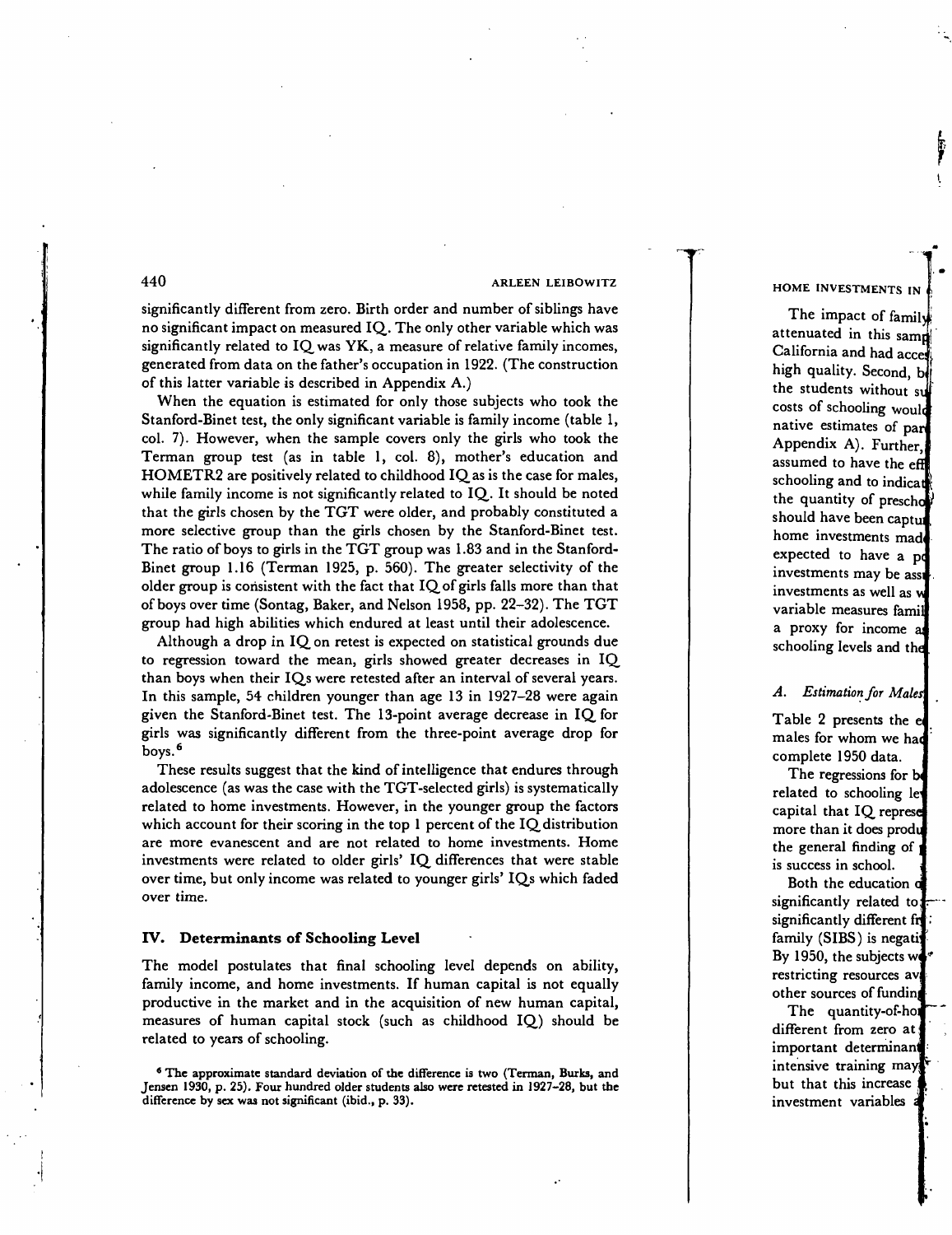significantly different from zero. Birth order and number of siblings have no significant impact on measured IQ. The only other variable which was significantly related to IQ was YK, a measure of relative family incomes, generated from data on the father's occupation in 1922. (The construction of this latter variable is described in Appendix A.)

When the equation is estimated for only those subjects who took the Stanford-Binet test, the only significant variable is family income (table 1, col. 7). However, when the sample covers only the girls who took the Terman group test (as in table 1, col. 8), mother's education and HOMETR2 are positively related to childhood IQ as is the case for males, while family income is not significantly related to IQ. It should be noted that the girls chosen by the TGT were older, and probably constituted a more selective group than the girls chosen by the Stanford-Binet test. The ratio of boys to girls in the TGT group was 1.83 and in the Stanford-Binet group 1.16 (Terman 1925, p. 560). The greater selectivity of the older group is consistent with the fact that IQ of girls falls more than that of boys over time (Sontag, Baker, and Nelson 1958, pp. 22–32). The TGT group had high abilities which endured at least until their adolescence.

Although a drop in IQ on retest is expected on statistical grounds due to regression toward the mean, girls showed greater decreases in IQ than boys when their IQs were retested after an interval of several years. In this sample, 54 children younger than age 13 in 1927–28 were again given the Stanford-Binet test. The 13-point average decrease in IQ for girls was significantly different from the three-point average drop for boys.[6]

These results suggest that the kind of intelligence that endures through adolescence (as was the case with the TGT-selected girls) is systematically related to home investments. However, in the younger group the factors which account for their scoring in the top 1 percent of the IQ distribution are more evanescent and are not related to home investments. Home investments were related to older girls' IQ differences that were stable over time, but only income was related to younger girls' IQs which faded over time.

## IV. Determinants of Schooling Level

The model postulates that final schooling level depends on ability, family income, and home investments. If human capital is not equally productive in the market and in the acquisition of new human capital, measures of human capital stock (such as childhood IQ) should be related to years of schooling.

[6] The approximate standard deviation of the difference is two (Terman, Burks, and Jensen 1930, p. 25). Four hundred older students also were retested in 1927–28, but the difference by sex was not significant (ibid., p. 33).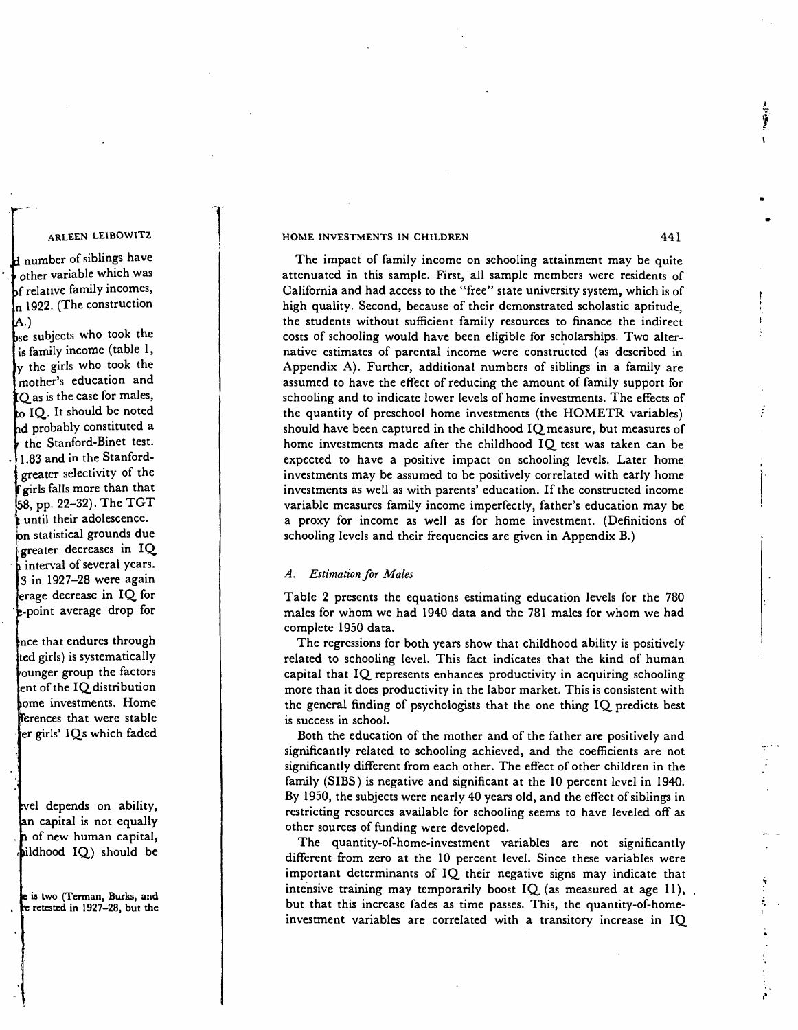The impact of family income on schooling attainment may be quite attenuated in this sample. First, all sample members were residents of California and had access to the "free" state university system, which is of high quality. Second, because of their demonstrated scholastic aptitude, the students without sufficient family resources to finance the indirect costs of schooling would have been eligible for scholarships. Two alternative estimates of parental income were constructed (as described in Appendix A). Further, additional numbers of siblings in a family are assumed to have the effect of reducing the amount of family support for schooling and to indicate lower levels of home investments. The effects of the quantity of preschool home investments (the HOMETR variables) should have been captured in the childhood IQ measure, but measures of home investments made after the childhood IQ test was taken can be expected to have a positive impact on schooling levels. Later home investments may be assumed to be positively correlated with early home investments as well as with parents' education. If the constructed income variable measures family income imperfectly, father's education may be a proxy for income as well as for home investment. (Definitions of schooling levels and their frequencies are given in Appendix B.)

### A. *Estimation for Males*

Table 2 presents the equations estimating education levels for the 780 males for whom we had 1940 data and the 781 males for whom we had complete 1950 data.

The regressions for both years show that childhood ability is positively related to schooling level. This fact indicates that the kind of human capital that IQ represents enhances productivity in acquiring schooling more than it does productivity in the labor market. This is consistent with the general finding of psychologists that the one thing IQ predicts best is success in school.

Both the education of the mother and of the father are positively and significantly related to schooling achieved, and the coefficients are not significantly different from each other. The effect of other children in the family (SIBS) is negative and significant at the 10 percent level in 1940. By 1950, the subjects were nearly 40 years old, and the effect of siblings in restricting resources available for schooling seems to have leveled off as other sources of funding were developed.

The quantity-of-home-investment variables are not significantly different from zero at the 10 percent level. Since these variables were important determinants of IQ their negative signs may indicate that intensive training may temporarily boost IQ (as measured at age 11), but that this increase fades as time passes. This, the quantity-of-home-investment variables are correlated with a transitory increase in IQ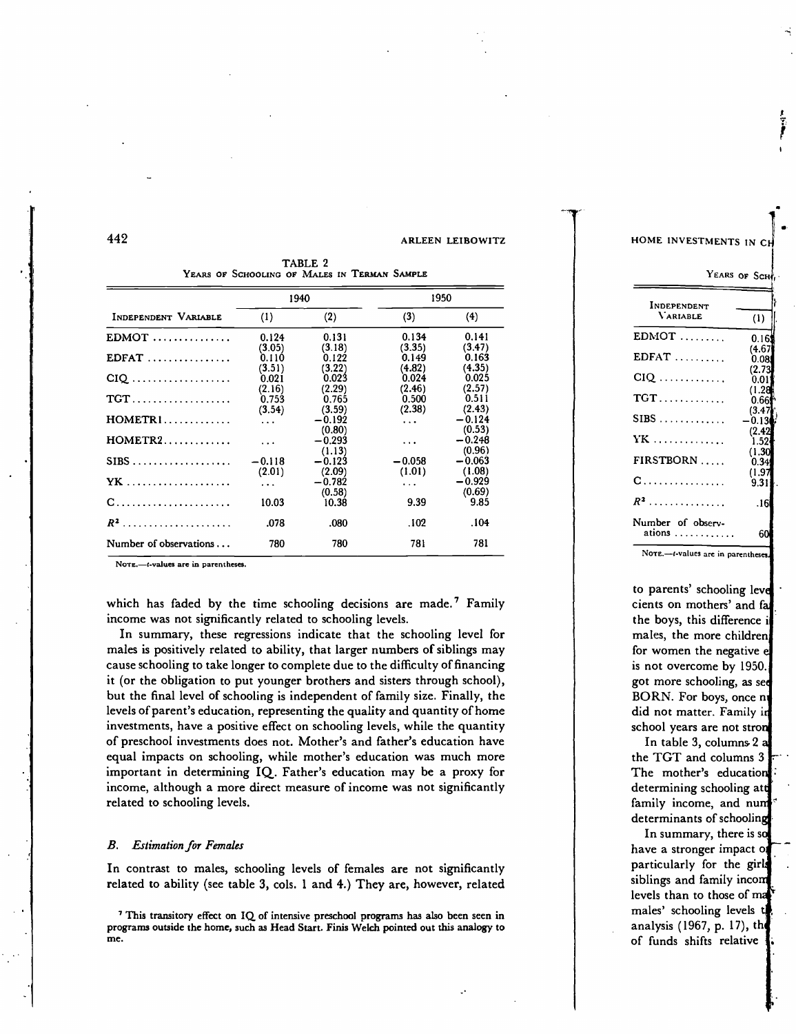TABLE 2
YEARS OF SCHOOLING OF MALES IN TERMAN SAMPLE

| INDEPENDENT VARIABLE | 1940 (1) | 1940 (2) | 1950 (3) | 1950 (4) |
|---|---|---|---|---|
| EDMOT | 0.124 | 0.131 | 0.134 | 0.141 |
| | (3.05) | (3.18) | (3.35) | (3.47) |
| EDFAT | 0.110 | 0.122 | 0.149 | 0.163 |
| | (3.51) | (3.22) | (4.82) | (4.35) |
| CIQ | 0.021 | 0.023 | 0.024 | 0.025 |
| | (2.16) | (2.29) | (2.46) | (2.57) |
| TGT | 0.753 | 0.765 | 0.500 | 0.511 |
| | (3.54) | (3.59) | (2.38) | (2.43) |
| HOMETR1 | ... | −0.192 | ... | −0.124 |
| | | (0.80) | | (0.53) |
| HOMETR2 | ... | −0.293 | ... | −0.248 |
| | | (1.13) | | (0.96) |
| SIBS | −0.118 | −0.123 | −0.058 | −0.063 |
| | (2.01) | (2.09) | (1.01) | (1.08) |
| YK | ... | −0.782 | ... | −0.929 |
| | | (0.58) | | (0.69) |
| C | 10.03 | 10.38 | 9.39 | 9.85 |
| $R^2$ | .078 | .080 | .102 | .104 |
| Number of observations | 780 | 780 | 781 | 781 |

NOTE.—*t*-values are in parentheses.

which has faded by the time schooling decisions are made.[7] Family income was not significantly related to schooling levels.

In summary, these regressions indicate that the schooling level for males is positively related to ability, that larger numbers of siblings may cause schooling to take longer to complete due to the difficulty of financing it (or the obligation to put younger brothers and sisters through school), but the final level of schooling is independent of family size. Finally, the levels of parent's education, representing the quality and quantity of home investments, have a positive effect on schooling levels, while the quantity of preschool investments does not. Mother's and father's education have equal impacts on schooling, while mother's education was much more important in determining IQ. Father's education may be a proxy for income, although a more direct measure of income was not significantly related to schooling levels.

### B. *Estimation for Females*

In contrast to males, schooling levels of females are not significantly related to ability (see table 3, cols. 1 and 4.) They are, however, related

[7] This transitory effect on IQ of intensive preschool programs has also been seen in programs outside the home, such as Head Start. Finis Welch pointed out this analogy to me.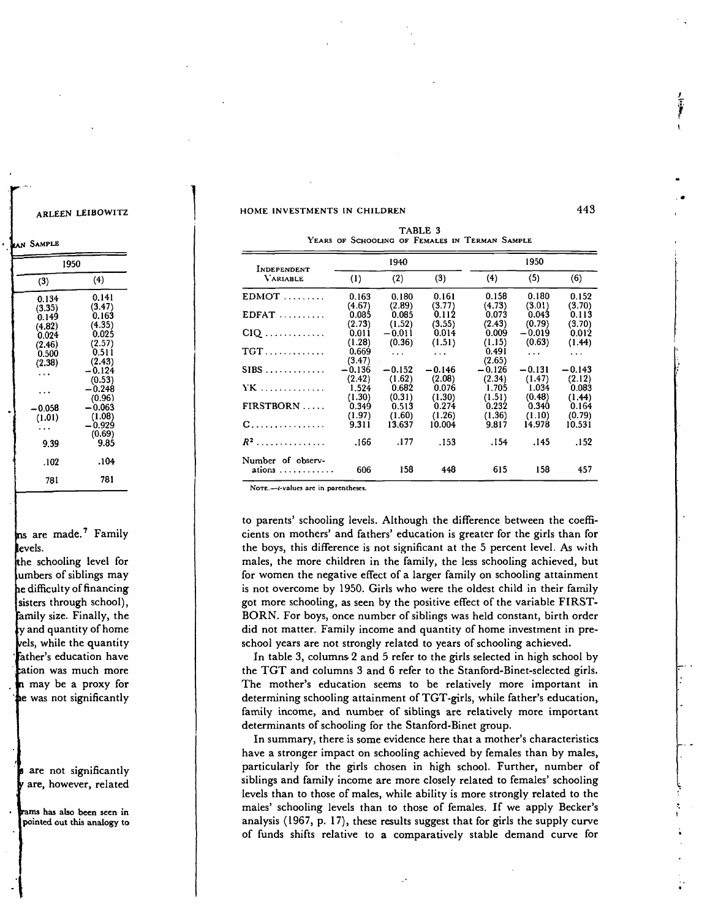TABLE 3
YEARS OF SCHOOLING OF FEMALES IN TERMAN SAMPLE

| INDEPENDENT VARIABLE | 1940 | | | 1950 | | |
|---|---|---|---|---|---|---|
| | (1) | (2) | (3) | (4) | (5) | (6) |
| EDMOT | 0.163 | 0.180 | 0.161 | 0.158 | 0.180 | 0.152 |
| | (4.67) | (2.89) | (3.77) | (4.73) | (3.01) | (3.70) |
| EDFAT | 0.085 | 0.085 | 0.112 | 0.073 | 0.043 | 0.113 |
| | (2.73) | (1.52) | (3.55) | (2.43) | (0.79) | (3.70) |
| CIQ | 0.011 | −0.011 | 0.014 | 0.009 | −0.019 | 0.012 |
| | (1.28) | (0.36) | (1.51) | (1.15) | (0.63) | (1.44) |
| TGT | 0.669 | ... | ... | 0.491 | ... | ... |
| | (3.47) | | | (2.65) | | |
| SIBS | −0.136 | −0.152 | −0.146 | −0.126 | −0.131 | −0.143 |
| | (2.42) | (1.62) | (2.08) | (2.34) | (1.47) | (2.12) |
| YK | 1.524 | 0.682 | 0.076 | 1.705 | 1.034 | 0.083 |
| | (1.30) | (0.31) | (1.30) | (1.51) | (0.48) | (1.44) |
| FIRSTBORN | 0.349 | 0.513 | 0.274 | 0.232 | 0.340 | 0.164 |
| | (1.97) | (1.60) | (1.26) | (1.36) | (1.10) | (0.79) |
| C | 9.311 | 13.637 | 10.004 | 9.817 | 14.978 | 10.531 |
| $R^2$ | .166 | .177 | .153 | .154 | .145 | .152 |
| Number of observations | 606 | 158 | 448 | 615 | 158 | 457 |

NOTE.—*t*-values are in parentheses.

to parents' schooling levels. Although the difference between the coefficients on mothers' and fathers' education is greater for the girls than for the boys, this difference is not significant at the 5 percent level. As with males, the more children in the family, the less schooling achieved, but for women the negative effect of a larger family on schooling attainment is not overcome by 1950. Girls who were the oldest child in their family got more schooling, as seen by the positive effect of the variable FIRSTBORN. For boys, once number of siblings was held constant, birth order did not matter. Family income and quantity of home investment in preschool years are not strongly related to years of schooling achieved.

In table 3, columns 2 and 5 refer to the girls selected in high school by the TGT and columns 3 and 6 refer to the Stanford-Binet-selected girls. The mother's education seems to be relatively more important in determining schooling attainment of TGT-girls, while father's education, family income, and number of siblings are relatively more important determinants of schooling for the Stanford-Binet group.

In summary, there is some evidence here that a mother's characteristics have a stronger impact on schooling achieved by females than by males, particularly for the girls chosen in high school. Further, number of siblings and family income are more closely related to females' schooling levels than to those of males, while ability is more strongly related to the males' schooling levels than to those of females. If we apply Becker's analysis (1967, p. 17), these results suggest that for girls the supply curve of funds shifts relative to a comparatively stable demand curve for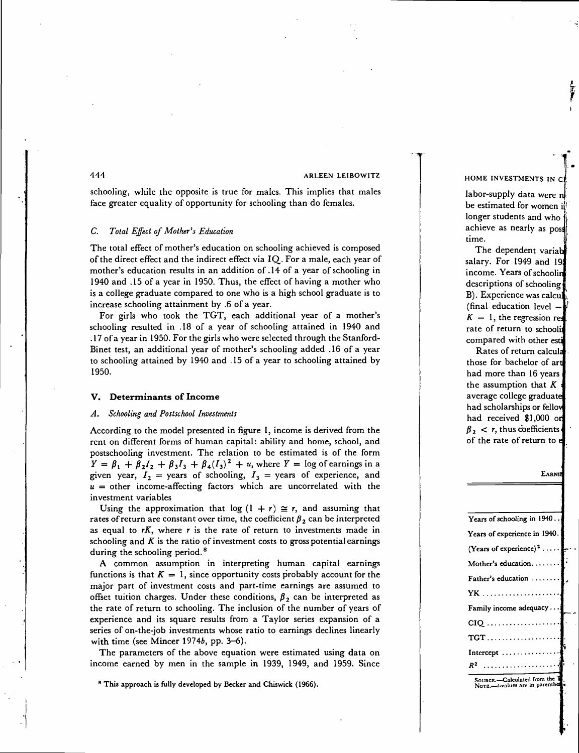schooling, while the opposite is true for males. This implies that males face greater equality of opportunity for schooling than do females.

### C. *Total Effect of Mother's Education*

The total effect of mother's education on schooling achieved is composed of the direct effect and the indirect effect via IQ. For a male, each year of mother's education results in an addition of .14 of a year of schooling in 1940 and .15 of a year in 1950. Thus, the effect of having a mother who is a college graduate compared to one who is a high school graduate is to increase schooling attainment by .6 of a year.

For girls who took the TGT, each additional year of a mother's schooling resulted in .18 of a year of schooling attained in 1940 and .17 of a year in 1950. For the girls who were selected through the Stanford-Binet test, an additional year of mother's schooling added .16 of a year to schooling attained by 1940 and .15 of a year to schooling attained by 1950.

## V. Determinants of Income

### A. *Schooling and Postschool Investments*

According to the model presented in figure 1, income is derived from the rent on different forms of human capital: ability and home, school, and postschooling investment. The relation to be estimated is of the form $Y = \beta_1 + \beta_2 I_2 + \beta_3 I_3 + \beta_4 (I_3)^2 + u$, where $Y$ = log of earnings in a given year, $I_2$ = years of schooling, $I_3$ = years of experience, and $u$ = other income-affecting factors which are uncorrelated with the investment variables

Using the approximation that $\log (1 + r) \cong r$, and assuming that rates of return are constant over time, the coefficient $\beta_2$ can be interpreted as equal to $rK$, where $r$ is the rate of return to investments made in schooling and $K$ is the ratio of investment costs to gross potential earnings during the schooling period.[8]

A common assumption in interpreting human capital earnings functions is that $K = 1$, since opportunity costs probably account for the major part of investment costs and part-time earnings are assumed to offset tuition charges. Under these conditions, $\beta_2$ can be interpreted as the rate of return to schooling. The inclusion of the number of years of experience and its square results from a Taylor series expansion of a series of on-the-job investments whose ratio to earnings declines linearly with time (see Mincer 1974*b*, pp. 3–6).

The parameters of the above equation were estimated using data on income earned by men in the sample in 1939, 1949, and 1959. Since

[8] This approach is fully developed by Becker and Chiswick (1966).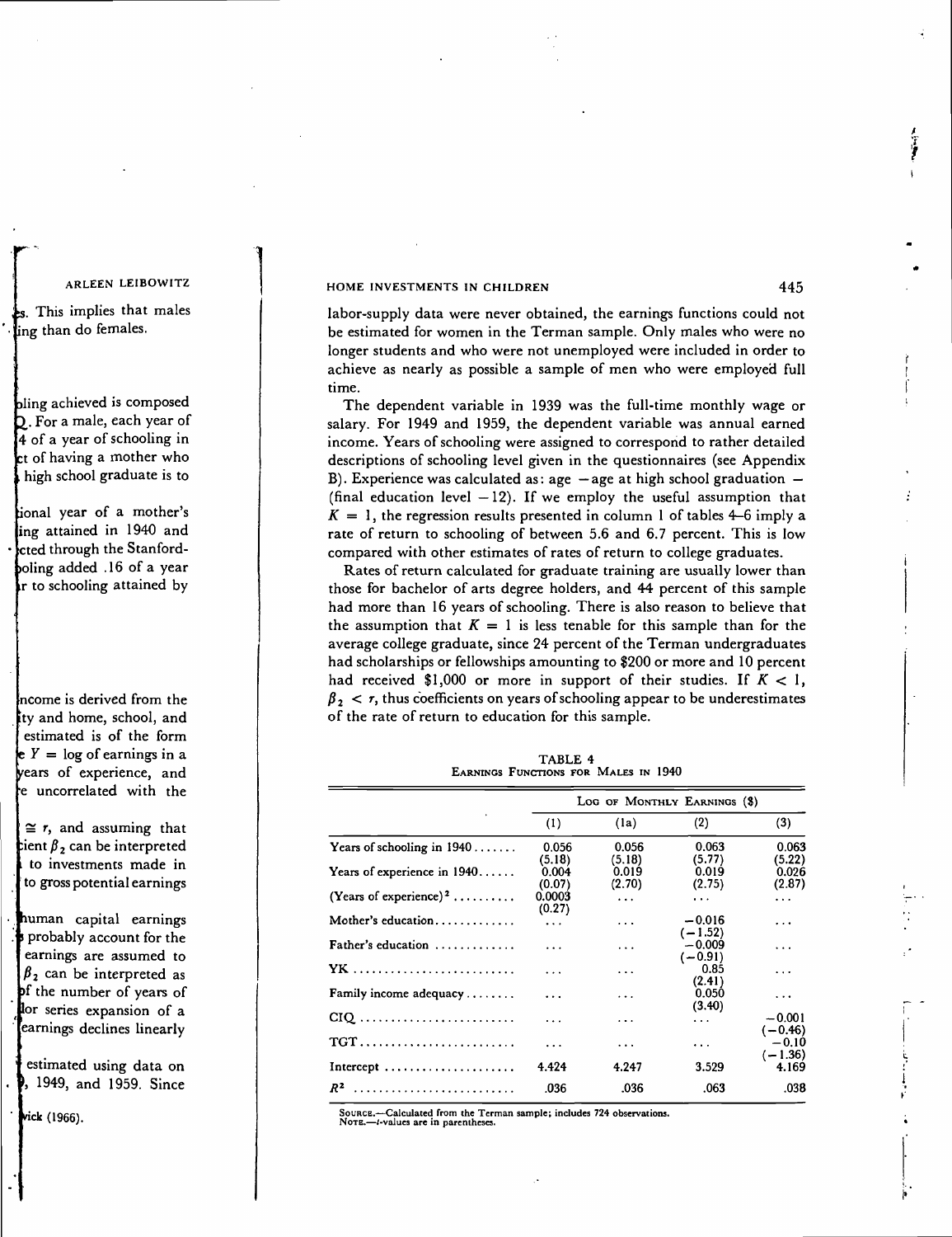labor-supply data were never obtained, the earnings functions could not be estimated for women in the Terman sample. Only males who were no longer students and who were not unemployed were included in order to achieve as nearly as possible a sample of men who were employed full time.

The dependent variable in 1939 was the full-time monthly wage or salary. For 1949 and 1959, the dependent variable was annual earned income. Years of schooling were assigned to correspond to rather detailed descriptions of schooling level given in the questionnaires (see Appendix B). Experience was calculated as: age − age at high school graduation − (final education level − 12). If we employ the useful assumption that $K = 1$, the regression results presented in column 1 of tables 4–6 imply a rate of return to schooling of between 5.6 and 6.7 percent. This is low compared with other estimates of rates of return to college graduates.

Rates of return calculated for graduate training are usually lower than those for bachelor of arts degree holders, and 44 percent of this sample had more than 16 years of schooling. There is also reason to believe that the assumption that $K = 1$ is less tenable for this sample than for the average college graduate, since 24 percent of the Terman undergraduates had scholarships or fellowships amounting to $200 or more and 10 percent had received $1,000 or more in support of their studies. If $K < 1$, $\beta_2 < r$, thus coefficients on years of schooling appear to be underestimates of the rate of return to education for this sample.

TABLE 4
EARNINGS FUNCTIONS FOR MALES IN 1940

| | LOG OF MONTHLY EARNINGS ($) | | | |
|---|---|---|---|---|
| | (1) | (1a) | (2) | (3) |
| Years of schooling in 1940 | 0.056 (5.18) | 0.056 (5.18) | 0.063 (5.77) | 0.063 (5.22) |
| Years of experience in 1940 | 0.004 (0.07) | 0.019 (2.70) | 0.019 (2.75) | 0.026 (2.87) |
| (Years of experience)$^2$ | 0.0003 (0.27) | ... | ... | ... |
| Mother's education | ... | ... | −0.016 (−1.52) | ... |
| Father's education | ... | ... | −0.009 (−0.91) | ... |
| YK | ... | ... | 0.85 (2.41) | ... |
| Family income adequacy | ... | ... | 0.050 (3.40) | ... |
| CIQ | ... | ... | ... | −0.001 (−0.46) |
| TGT | ... | ... | ... | −0.10 (−1.36) |
| Intercept | 4.424 | 4.247 | 3.529 | 4.169 |
| $R^2$ | .036 | .036 | .063 | .038 |

SOURCE.—Calculated from the Terman sample; includes 724 observations.
NOTE.—*t*-values are in parentheses.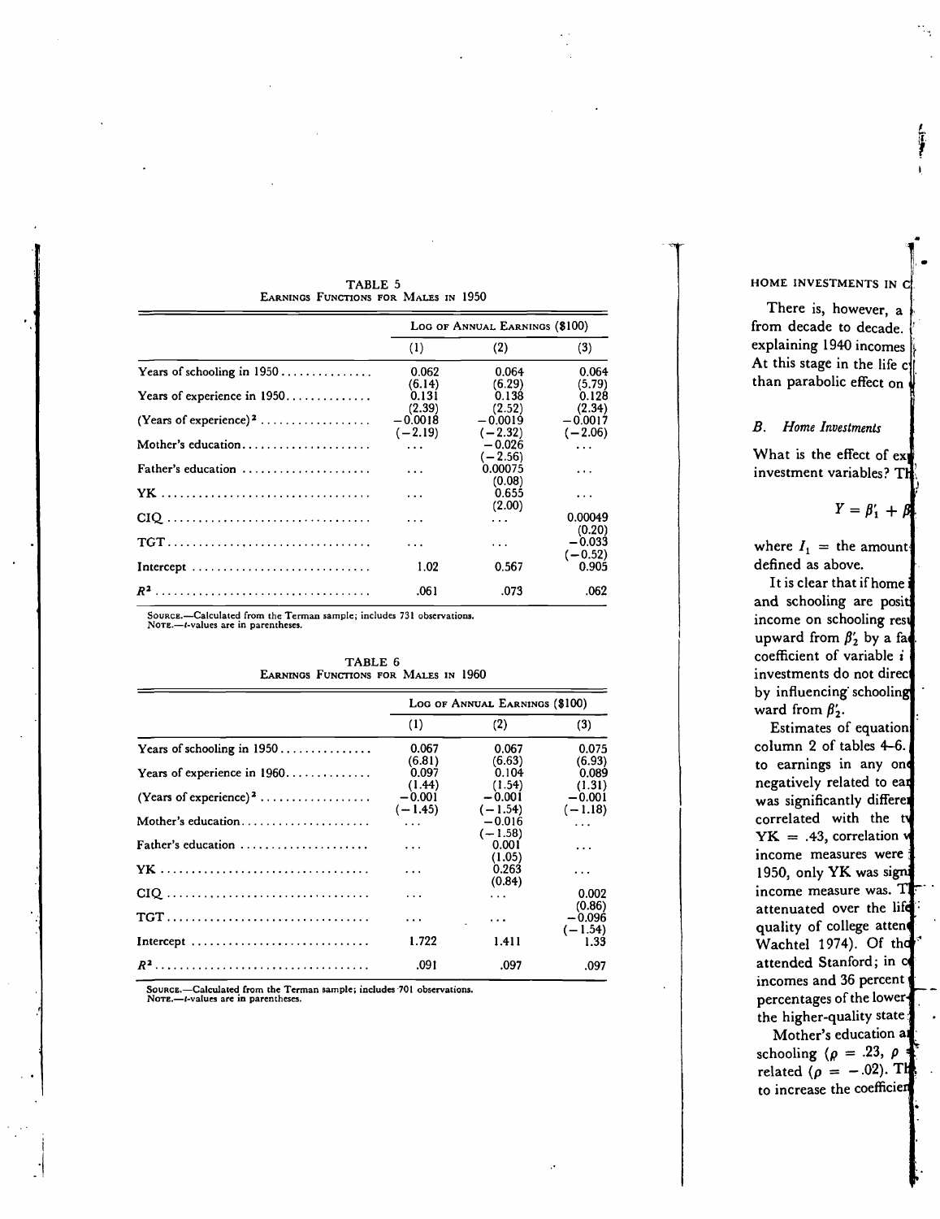TABLE 5

EARNINGS FUNCTIONS FOR MALES IN 1950

| | LOG OF ANNUAL EARNINGS ($100) | | |
|---|---|---|---|
| | (1) | (2) | (3) |
| Years of schooling in 1950 | 0.062 | 0.064 | 0.064 |
| | (6.14) | (6.29) | (5.79) |
| Years of experience in 1950 | 0.131 | 0.138 | 0.128 |
| | (2.39) | (2.52) | (2.34) |
| (Years of experience)$^2$ | −0.0018 | −0.0019 | −0.0017 |
| | (−2.19) | (−2.32) | (−2.06) |
| Mother's education | ... | −0.026 | ... |
| | | (−2.56) | |
| Father's education | ... | 0.00075 | ... |
| | | (0.08) | |
| YK | ... | 0.655 | ... |
| | | (2.00) | |
| CIQ | ... | ... | 0.00049 |
| | | | (0.20) |
| TGT | ... | ... | −0.033 |
| | | | (−0.52) |
| Intercept | 1.02 | 0.567 | 0.905 |
| $R^2$ | .061 | .073 | .062 |

SOURCE.—Calculated from the Terman sample; includes 731 observations.
NOTE.—$t$-values are in parentheses.

TABLE 6

EARNINGS FUNCTIONS FOR MALES IN 1960

| | LOG OF ANNUAL EARNINGS ($100) | | |
|---|---|---|---|
| | (1) | (2) | (3) |
| Years of schooling in 1950 | 0.067 | 0.067 | 0.075 |
| | (6.81) | (6.63) | (6.93) |
| Years of experience in 1960 | 0.097 | 0.104 | 0.089 |
| | (1.44) | (1.54) | (1.31) |
| (Years of experience)$^2$ | −0.001 | −0.001 | −0.001 |
| | (−1.45) | (−1.54) | (−1.18) |
| Mother's education | ... | −0.016 | ... |
| | | (−1.58) | |
| Father's education | ... | 0.001 | ... |
| | | (1.05) | |
| YK | ... | 0.263 | ... |
| | | (0.84) | |
| CIQ | ... | ... | 0.002 |
| | | | (0.86) |
| TGT | ... | ... | −0.096 |
| | | | (−1.54) |
| Intercept | 1.722 | 1.411 | 1.33 |
| $R^2$ | .091 | .097 | .097 |

SOURCE.—Calculated from the Terman sample; includes 701 observations.
NOTE.—$t$-values are in parentheses.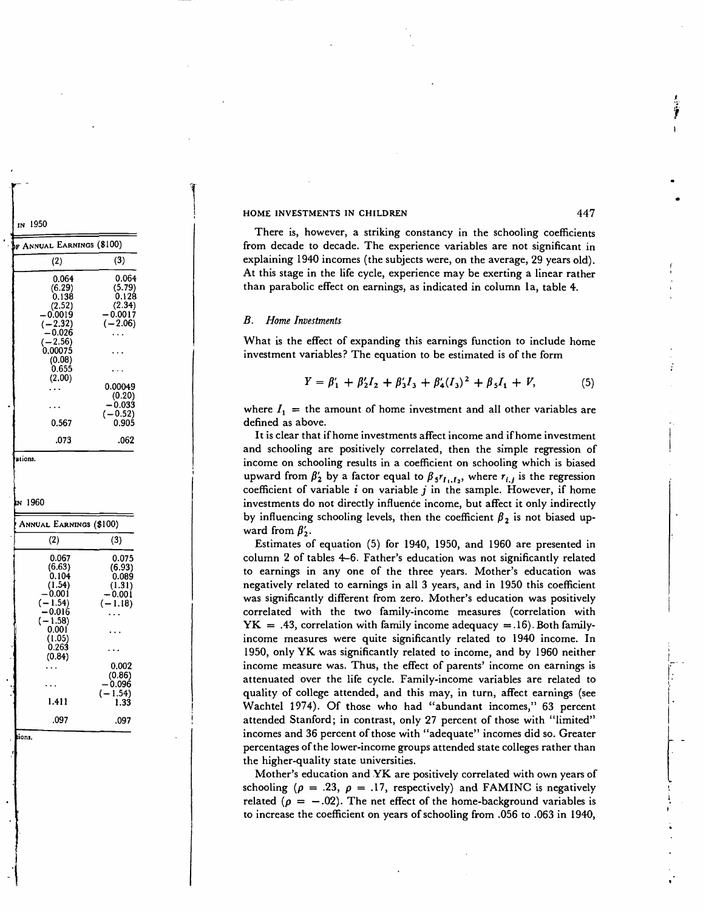There is, however, a striking constancy in the schooling coefficients from decade to decade. The experience variables are not significant in explaining 1940 incomes (the subjects were, on the average, 29 years old). At this stage in the life cycle, experience may be exerting a linear rather than parabolic effect on earnings, as indicated in column 1a, table 4.

### *B. Home Investments*

What is the effect of expanding this earnings function to include home investment variables? The equation to be estimated is of the form

$$Y = \beta_1' + \beta_2' I_2 + \beta_3' I_3 + \beta_4' (I_3)^2 + \beta_5 I_1 + V, \tag{5}$$

where $I_1$ = the amount of home investment and all other variables are defined as above.

It is clear that if home investments affect income and if home investment and schooling are positively correlated, then the simple regression of income on schooling results in a coefficient on schooling which is biased upward from $\beta_2'$ by a factor equal to $\beta_5 r_{I_1, I_2}$, where $r_{i,j}$ is the regression coefficient of variable $i$ on variable $j$ in the sample. However, if home investments do not directly influence income, but affect it only indirectly by influencing schooling levels, then the coefficient $\beta_2$ is not biased upward from $\beta_2'$.

Estimates of equation (5) for 1940, 1950, and 1960 are presented in column 2 of tables 4–6. Father's education was not significantly related to earnings in any one of the three years. Mother's education was negatively related to earnings in all 3 years, and in 1950 this coefficient was significantly different from zero. Mother's education was positively correlated with the two family-income measures (correlation with YK = .43, correlation with family income adequacy = .16). Both family-income measures were quite significantly related to 1940 income. In 1950, only YK was significantly related to income, and by 1960 neither income measure was. Thus, the effect of parents' income on earnings is attenuated over the life cycle. Family-income variables are related to quality of college attended, and this may, in turn, affect earnings (see Wachtel 1974). Of those who had "abundant incomes," 63 percent attended Stanford; in contrast, only 27 percent of those with "limited" incomes and 36 percent of those with "adequate" incomes did so. Greater percentages of the lower-income groups attended state colleges rather than the higher-quality state universities.

Mother's education and YK are positively correlated with own years of schooling ($\rho$ = .23, $\rho$ = .17, respectively) and FAMINC is negatively related ($\rho$ = −.02). The net effect of the home-background variables is to increase the coefficient on years of schooling from .056 to .063 in 1940,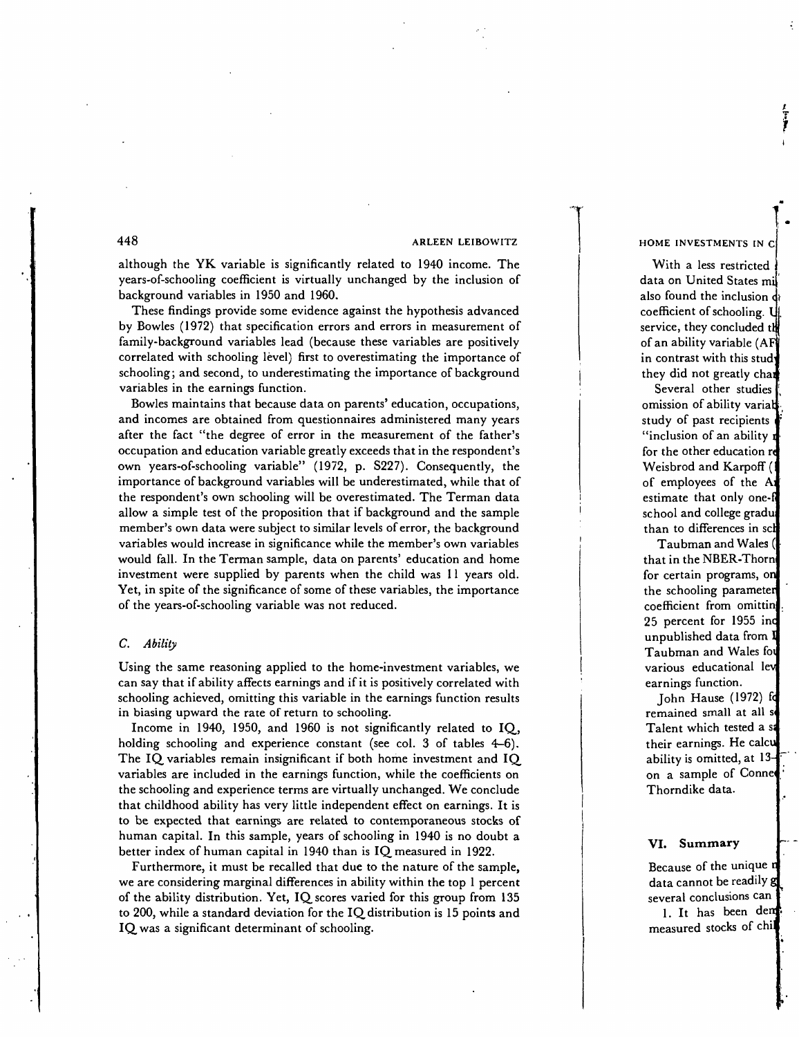although the YK variable is significantly related to 1940 income. The years-of-schooling coefficient is virtually unchanged by the inclusion of background variables in 1950 and 1960.

These findings provide some evidence against the hypothesis advanced by Bowles (1972) that specification errors and errors in measurement of family-background variables lead (because these variables are positively correlated with schooling level) first to overestimating the importance of schooling; and second, to underestimating the importance of background variables in the earnings function.

Bowles maintains that because data on parents' education, occupations, and incomes are obtained from questionnaires administered many years after the fact "the degree of error in the measurement of the father's occupation and education variable greatly exceeds that in the respondent's own years-of-schooling variable" (1972, p. S227). Consequently, the importance of background variables will be underestimated, while that of the respondent's own schooling will be overestimated. The Terman data allow a simple test of the proposition that if background and the sample member's own data were subject to similar levels of error, the background variables would increase in significance while the member's own variables would fall. In the Terman sample, data on parents' education and home investment were supplied by parents when the child was 11 years old. Yet, in spite of the significance of some of these variables, the importance of the years-of-schooling variable was not reduced.

### C. *Ability*

Using the same reasoning applied to the home-investment variables, we can say that if ability affects earnings and if it is positively correlated with schooling achieved, omitting this variable in the earnings function results in biasing upward the rate of return to schooling.

Income in 1940, 1950, and 1960 is not significantly related to IQ, holding schooling and experience constant (see col. 3 of tables 4–6). The IQ variables remain insignificant if both home investment and IQ variables are included in the earnings function, while the coefficients on the schooling and experience terms are virtually unchanged. We conclude that childhood ability has very little independent effect on earnings. It is to be expected that earnings are related to contemporaneous stocks of human capital. In this sample, years of schooling in 1940 is no doubt a better index of human capital in 1940 than is IQ measured in 1922.

Furthermore, it must be recalled that due to the nature of the sample, we are considering marginal differences in ability within the top 1 percent of the ability distribution. Yet, IQ scores varied for this group from 135 to 200, while a standard deviation for the IQ distribution is 15 points and IQ was a significant determinant of schooling.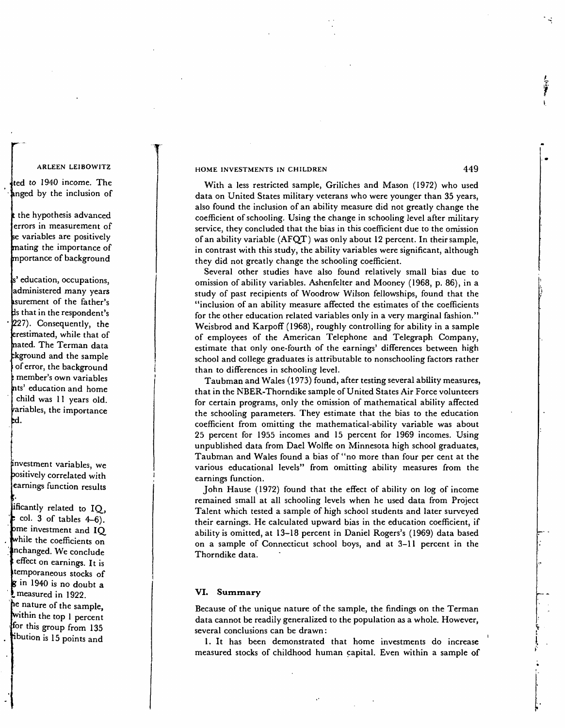With a less restricted sample, Griliches and Mason (1972) who used data on United States military veterans who were younger than 35 years, also found the inclusion of an ability measure did not greatly change the coefficient of schooling. Using the change in schooling level after military service, they concluded that the bias in this coefficient due to the omission of an ability variable (AFQT) was only about 12 percent. In their sample, in contrast with this study, the ability variables were significant, although they did not greatly change the schooling coefficient.

Several other studies have also found relatively small bias due to omission of ability variables. Ashenfelter and Mooney (1968, p. 86), in a study of past recipients of Woodrow Wilson fellowships, found that the "inclusion of an ability measure affected the estimates of the coefficients for the other education related variables only in a very marginal fashion." Weisbrod and Karpoff (1968), roughly controlling for ability in a sample of employees of the American Telephone and Telegraph Company, estimate that only one-fourth of the earnings' differences between high school and college graduates is attributable to nonschooling factors rather than to differences in schooling level.

Taubman and Wales (1973) found, after testing several ability measures, that in the NBER-Thorndike sample of United States Air Force volunteers for certain programs, only the omission of mathematical ability affected the schooling parameters. They estimate that the bias to the education coefficient from omitting the mathematical-ability variable was about 25 percent for 1955 incomes and 15 percent for 1969 incomes. Using unpublished data from Dael Wolfle on Minnesota high school graduates, Taubman and Wales found a bias of "no more than four per cent at the various educational levels" from omitting ability measures from the earnings function.

John Hause (1972) found that the effect of ability on log of income remained small at all schooling levels when he used data from Project Talent which tested a sample of high school students and later surveyed their earnings. He calculated upward bias in the education coefficient, if ability is omitted, at 13–18 percent in Daniel Rogers's (1969) data based on a sample of Connecticut school boys, and at 3–11 percent in the Thorndike data.

## VI. Summary

Because of the unique nature of the sample, the findings on the Terman data cannot be readily generalized to the population as a whole. However, several conclusions can be drawn:

1. It has been demonstrated that home investments do increase measured stocks of childhood human capital. Even within a sample of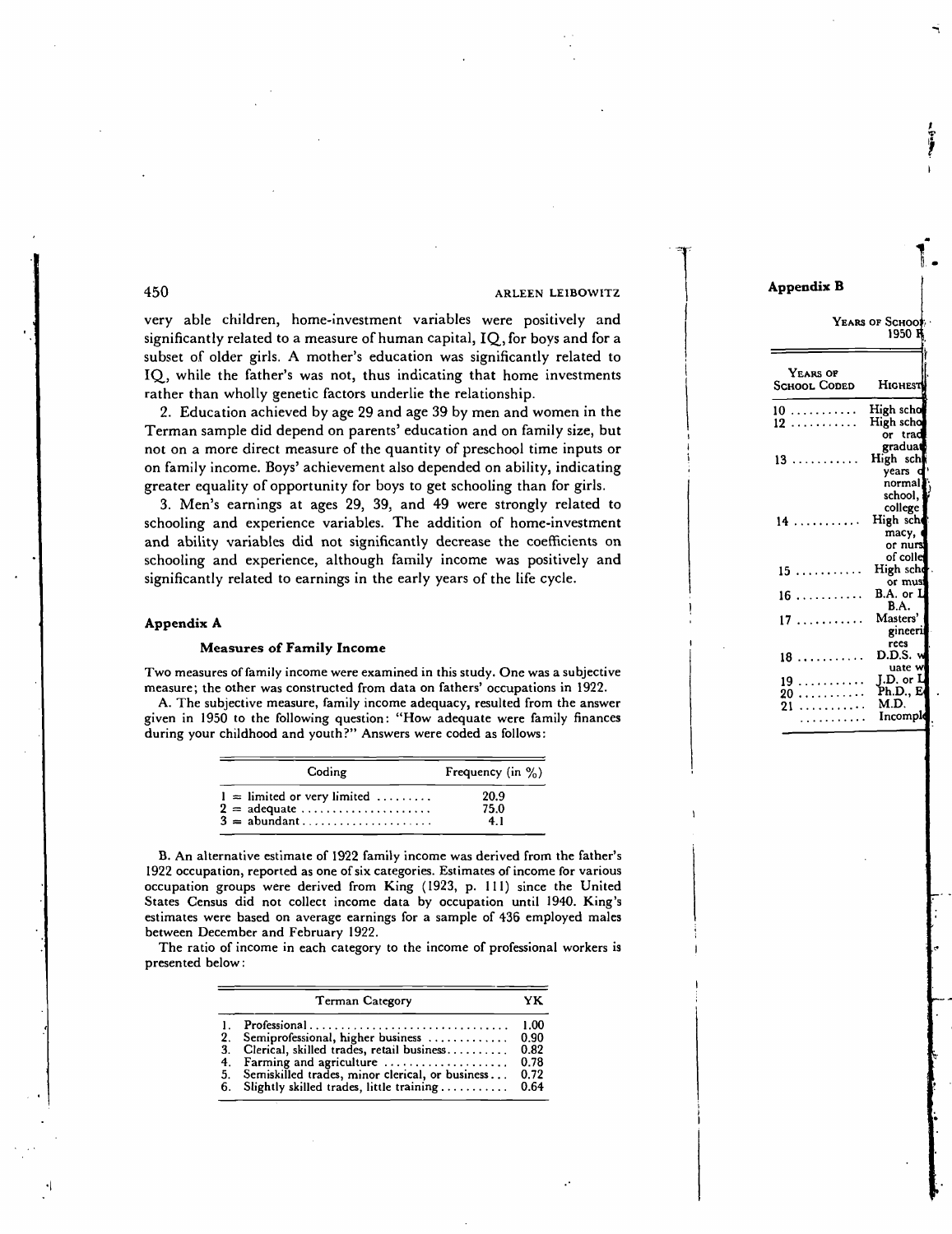very able children, home-investment variables were positively and significantly related to a measure of human capital, IQ, for boys and for a subset of older girls. A mother's education was significantly related to IQ, while the father's was not, thus indicating that home investments rather than wholly genetic factors underlie the relationship.

2. Education achieved by age 29 and age 39 by men and women in the Terman sample did depend on parents' education and on family size, but not on a more direct measure of the quantity of preschool time inputs or on family income. Boys' achievement also depended on ability, indicating greater equality of opportunity for boys to get schooling than for girls.

3. Men's earnings at ages 29, 39, and 49 were strongly related to schooling and experience variables. The addition of home-investment and ability variables did not significantly decrease the coefficients on schooling and experience, although family income was positively and significantly related to earnings in the early years of the life cycle.

## Appendix A

### Measures of Family Income

Two measures of family income were examined in this study. One was a subjective measure; the other was constructed from data on fathers' occupations in 1922.

A. The subjective measure, family income adequacy, resulted from the answer given in 1950 to the following question: "How adequate were family finances during your childhood and youth?" Answers were coded as follows:

| Coding | Frequency (in %) |
|---|---|
| 1 = limited or very limited | 20.9 |
| 2 = adequate | 75.0 |
| 3 = abundant | 4.1 |

B. An alternative estimate of 1922 family income was derived from the father's 1922 occupation, reported as one of six categories. Estimates of income for various occupation groups were derived from King (1923, p. 111) since the United States Census did not collect income data by occupation until 1940. King's estimates were based on average earnings for a sample of 436 employed males between December and February 1922.

The ratio of income in each category to the income of professional workers is presented below:

| Terman Category | YK |
|---|---|
| 1. Professional | 1.00 |
| 2. Semiprofessional, higher business | 0.90 |
| 3. Clerical, skilled trades, retail business | 0.82 |
| 4. Farming and agriculture | 0.78 |
| 5. Semiskilled trades, minor clerical, or business | 0.72 |
| 6. Slightly skilled trades, little training | 0.64 |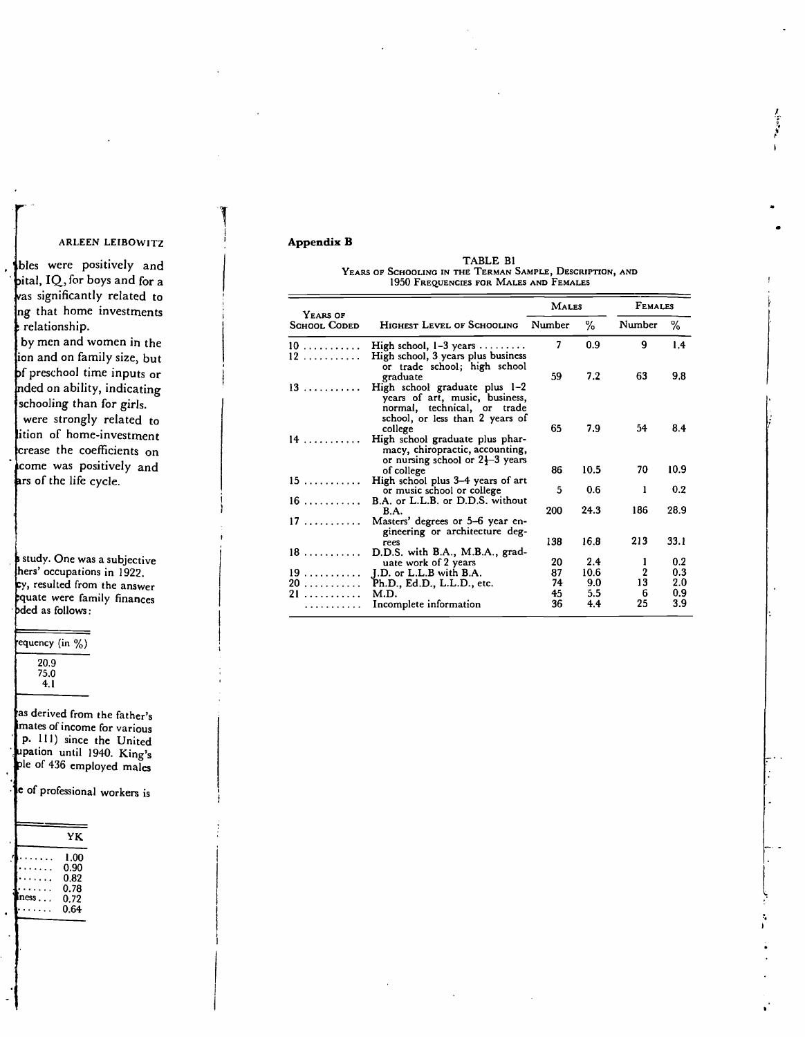## Appendix B

TABLE B1
YEARS OF SCHOOLING IN THE TERMAN SAMPLE, DESCRIPTION, AND 1950 FREQUENCIES FOR MALES AND FEMALES

| Years of School Coded | Highest Level of Schooling | Males | | Females | |
|---|---|---|---|---|---|
| | | Number | % | Number | % |
| 10 | High school, 1–3 years | 7 | 0.9 | 9 | 1.4 |
| 12 | High school, 3 years plus business or trade school; high school graduate | 59 | 7.2 | 63 | 9.8 |
| 13 | High school graduate plus 1–2 years of art, music, business, normal, technical, or trade school, or less than 2 years of college | 65 | 7.9 | 54 | 8.4 |
| 14 | High school graduate plus pharmacy, chiropractic, accounting, or nursing school or 2½–3 years of college | 86 | 10.5 | 70 | 10.9 |
| 15 | High school plus 3–4 years of art or music school or college | 5 | 0.6 | 1 | 0.2 |
| 16 | B.A. or L.L.B. or D.D.S. without B.A. | 200 | 24.3 | 186 | 28.9 |
| 17 | Masters' degrees or 5–6 year engineering or architecture degrees | 138 | 16.8 | 213 | 33.1 |
| 18 | D.D.S. with B.A., M.B.A., graduate work of 2 years | 20 | 2.4 | 1 | 0.2 |
| 19 | J.D. or L.L.B with B.A. | 87 | 10.6 | 2 | 0.3 |
| 20 | Ph.D., Ed.D., L.L.D., etc. | 74 | 9.0 | 13 | 2.0 |
| 21 | M.D. | 45 | 5.5 | 6 | 0.9 |
| | Incomplete information | 36 | 4.4 | 25 | 3.9 |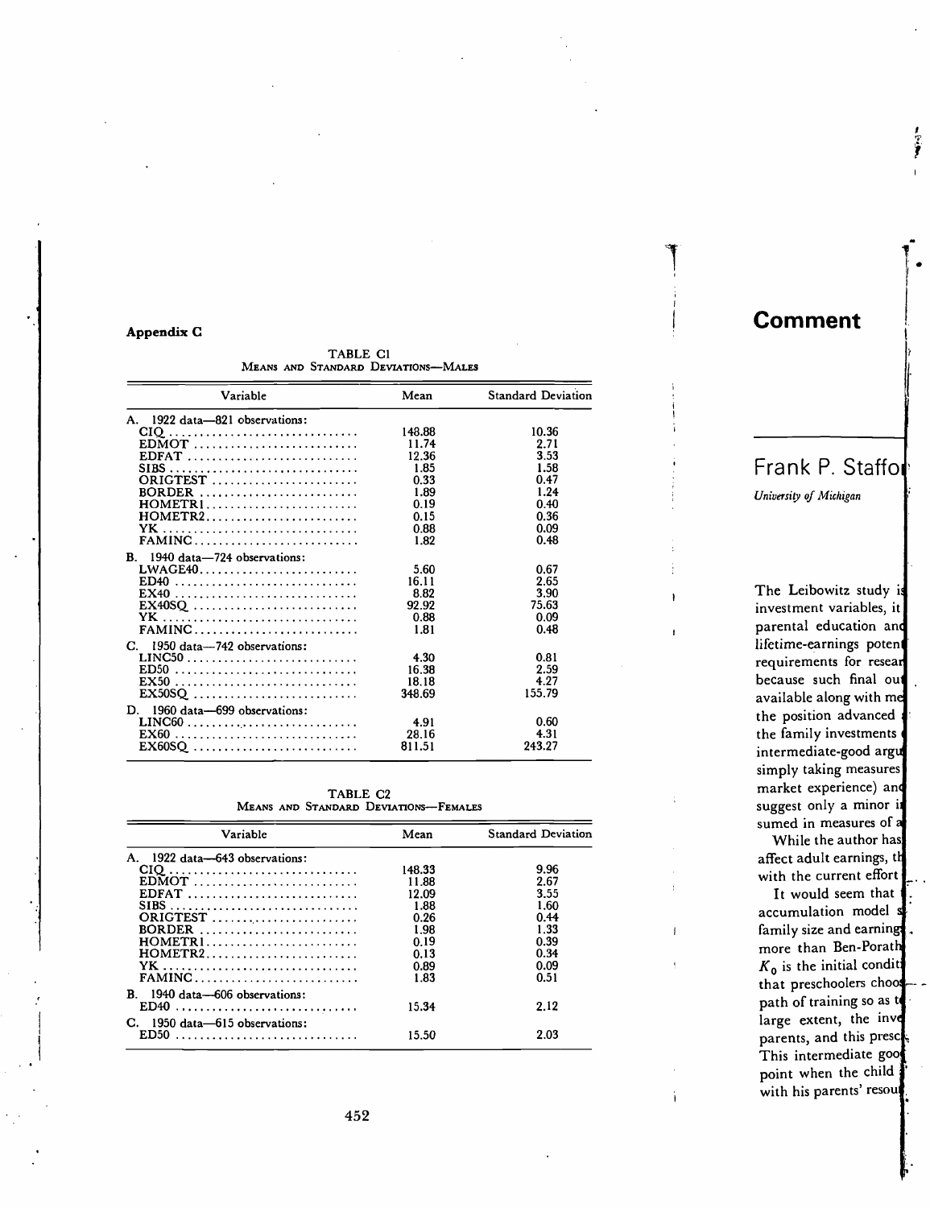**Appendix C**

TABLE C1

MEANS AND STANDARD DEVIATIONS—MALES

| Variable | Mean | Standard Deviation |
|---|---|---|
| A. 1922 data—821 observations: | | |
| CIQ | 148.88 | 10.36 |
| EDMOT | 11.74 | 2.71 |
| EDFAT | 12.36 | 3.53 |
| SIBS | 1.85 | 1.58 |
| ORIGTEST | 0.33 | 0.47 |
| BORDER | 1.89 | 1.24 |
| HOMETR1 | 0.19 | 0.40 |
| HOMETR2 | 0.15 | 0.36 |
| YK | 0.88 | 0.09 |
| FAMINC | 1.82 | 0.48 |
| B. 1940 data—724 observations: | | |
| LWAGE40 | 5.60 | 0.67 |
| ED40 | 16.11 | 2.65 |
| EX40 | 8.82 | 3.90 |
| EX40SQ | 92.92 | 75.63 |
| YK | 0.88 | 0.09 |
| FAMINC | 1.81 | 0.48 |
| C. 1950 data—742 observations: | | |
| LINC50 | 4.30 | 0.81 |
| ED50 | 16.38 | 2.59 |
| EX50 | 18.18 | 4.27 |
| EX50SQ | 348.69 | 155.79 |
| D. 1960 data—699 observations: | | |
| LINC60 | 4.91 | 0.60 |
| EX60 | 28.16 | 4.31 |
| EX60SQ | 811.51 | 243.27 |

TABLE C2

MEANS AND STANDARD DEVIATIONS—FEMALES

| Variable | Mean | Standard Deviation |
|---|---|---|
| A. 1922 data—643 observations: | | |
| CIQ | 148.33 | 9.96 |
| EDMOT | 11.88 | 2.67 |
| EDFAT | 12.09 | 3.55 |
| SIBS | 1.88 | 1.60 |
| ORIGTEST | 0.26 | 0.44 |
| BORDER | 1.98 | 1.33 |
| HOMETR1 | 0.19 | 0.39 |
| HOMETR2 | 0.13 | 0.34 |
| YK | 0.89 | 0.09 |
| FAMINC | 1.83 | 0.51 |
| B. 1940 data—606 observations: | | |
| ED40 | 15.34 | 2.12 |
| C. 1950 data—615 observations: | | |
| ED50 | 15.50 | 2.03 |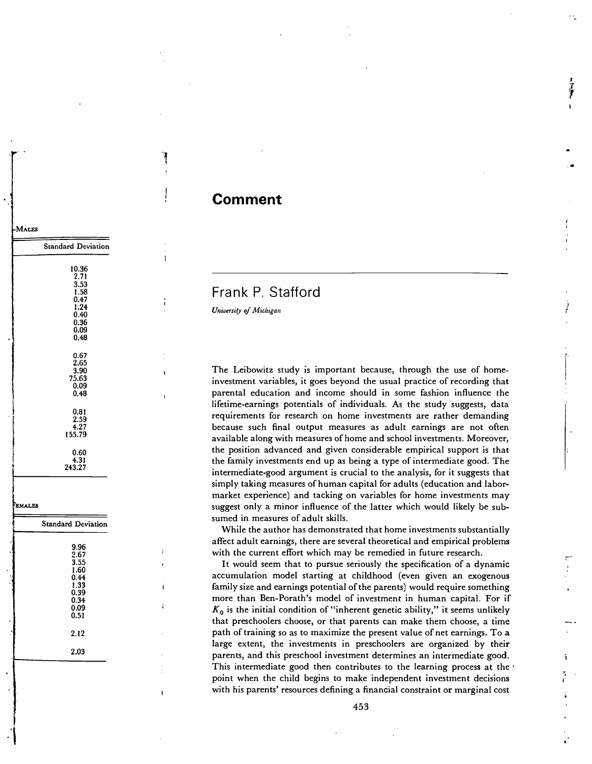# Comment

## Frank P. Stafford

*University of Michigan*

The Leibowitz study is important because, through the use of home-investment variables, it goes beyond the usual practice of recording that parental education and income should in some fashion influence the lifetime-earnings potentials of individuals. As the study suggests, data requirements for research on home investments are rather demanding because such final output measures as adult earnings are not often available along with measures of home and school investments. Moreover, the position advanced and given considerable empirical support is that the family investments end up as being a type of intermediate good. The intermediate-good argument is crucial to the analysis, for it suggests that simply taking measures of human capital for adults (education and labor-market experience) and tacking on variables for home investments may suggest only a minor influence of the latter which would likely be subsumed in measures of adult skills.

While the author has demonstrated that home investments substantially affect adult earnings, there are several theoretical and empirical problems with the current effort which may be remedied in future research.

It would seem that to pursue seriously the specification of a dynamic accumulation model starting at childhood (even given an exogenous family size and earnings potential of the parents) would require something more than Ben-Porath's model of investment in human capital. For if $K_0$ is the initial condition of "inherent genetic ability," it seems unlikely that preschoolers choose, or that parents can make them choose, a time path of training so as to maximize the present value of net earnings. To a large extent, the investments in preschoolers are organized by their parents, and this preschool investment determines an intermediate good. This intermediate good then contributes to the learning process at the point when the child begins to make independent investment decisions with his parents' resources defining a financial constraint or marginal cost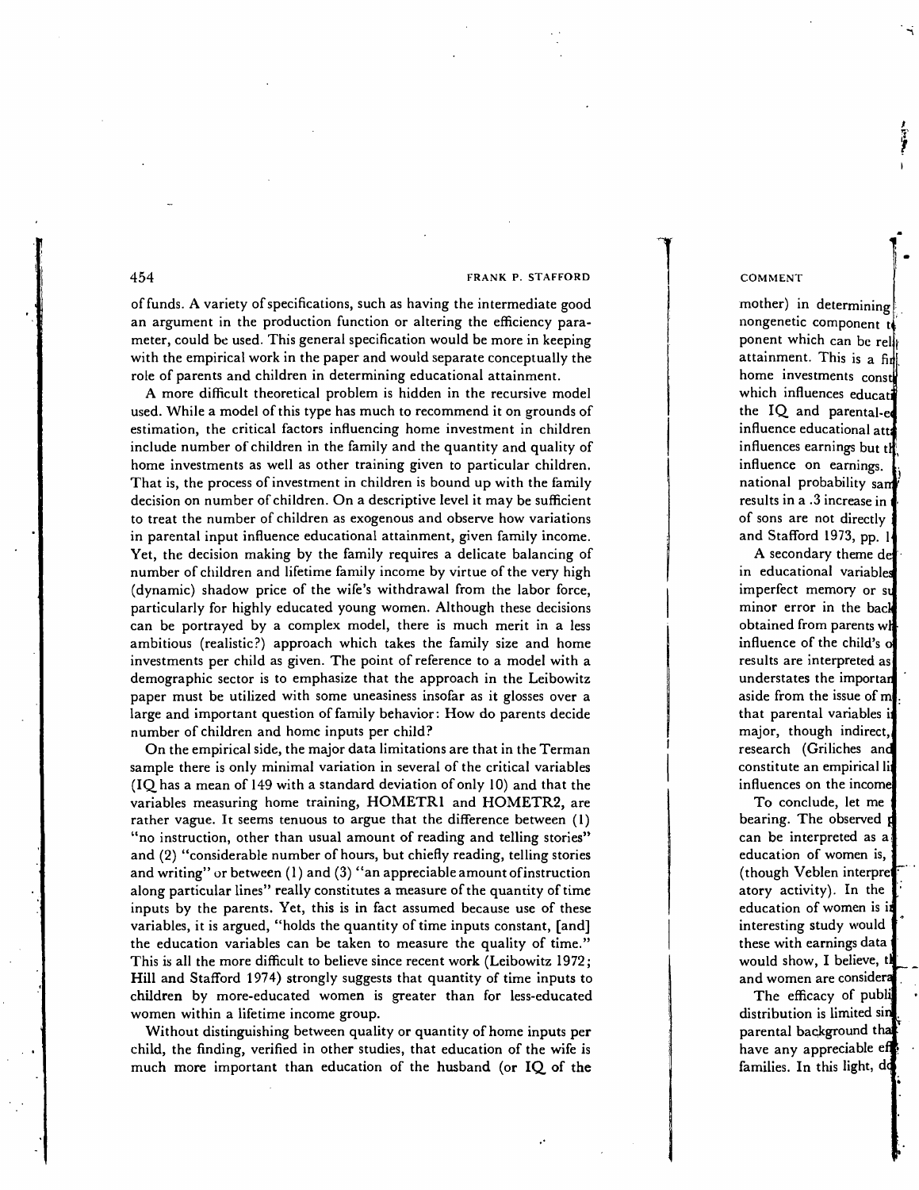of funds. A variety of specifications, such as having the intermediate good an argument in the production function or altering the efficiency parameter, could be used. This general specification would be more in keeping with the empirical work in the paper and would separate conceptually the role of parents and children in determining educational attainment.

A more difficult theoretical problem is hidden in the recursive model used. While a model of this type has much to recommend it on grounds of estimation, the critical factors influencing home investment in children include number of children in the family and the quantity and quality of home investments as well as other training given to particular children. That is, the process of investment in children is bound up with the family decision on number of children. On a descriptive level it may be sufficient to treat the number of children as exogenous and observe how variations in parental input influence educational attainment, given family income. Yet, the decision making by the family requires a delicate balancing of number of children and lifetime family income by virtue of the very high (dynamic) shadow price of the wife's withdrawal from the labor force, particularly for highly educated young women. Although these decisions can be portrayed by a complex model, there is much merit in a less ambitious (realistic?) approach which takes the family size and home investments per child as given. The point of reference to a model with a demographic sector is to emphasize that the approach in the Leibowitz paper must be utilized with some uneasiness insofar as it glosses over a large and important question of family behavior: How do parents decide number of children and home inputs per child?

On the empirical side, the major data limitations are that in the Terman sample there is only minimal variation in several of the critical variables (IQ has a mean of 149 with a standard deviation of only 10) and that the variables measuring home training, HOMETR1 and HOMETR2, are rather vague. It seems tenuous to argue that the difference between (1) "no instruction, other than usual amount of reading and telling stories" and (2) "considerable number of hours, but chiefly reading, telling stories and writing" or between (1) and (3) "an appreciable amount of instruction along particular lines" really constitutes a measure of the quantity of time inputs by the parents. Yet, this is in fact assumed because use of these variables, it is argued, "holds the quantity of time inputs constant, [and] the education variables can be taken to measure the quality of time." This is all the more difficult to believe since recent work (Leibowitz 1972; Hill and Stafford 1974) strongly suggests that quantity of time inputs to children by more-educated women is greater than for less-educated women within a lifetime income group.

Without distinguishing between quality or quantity of home inputs per child, the finding, verified in other studies, that education of the wife is much more important than education of the husband (or IQ of the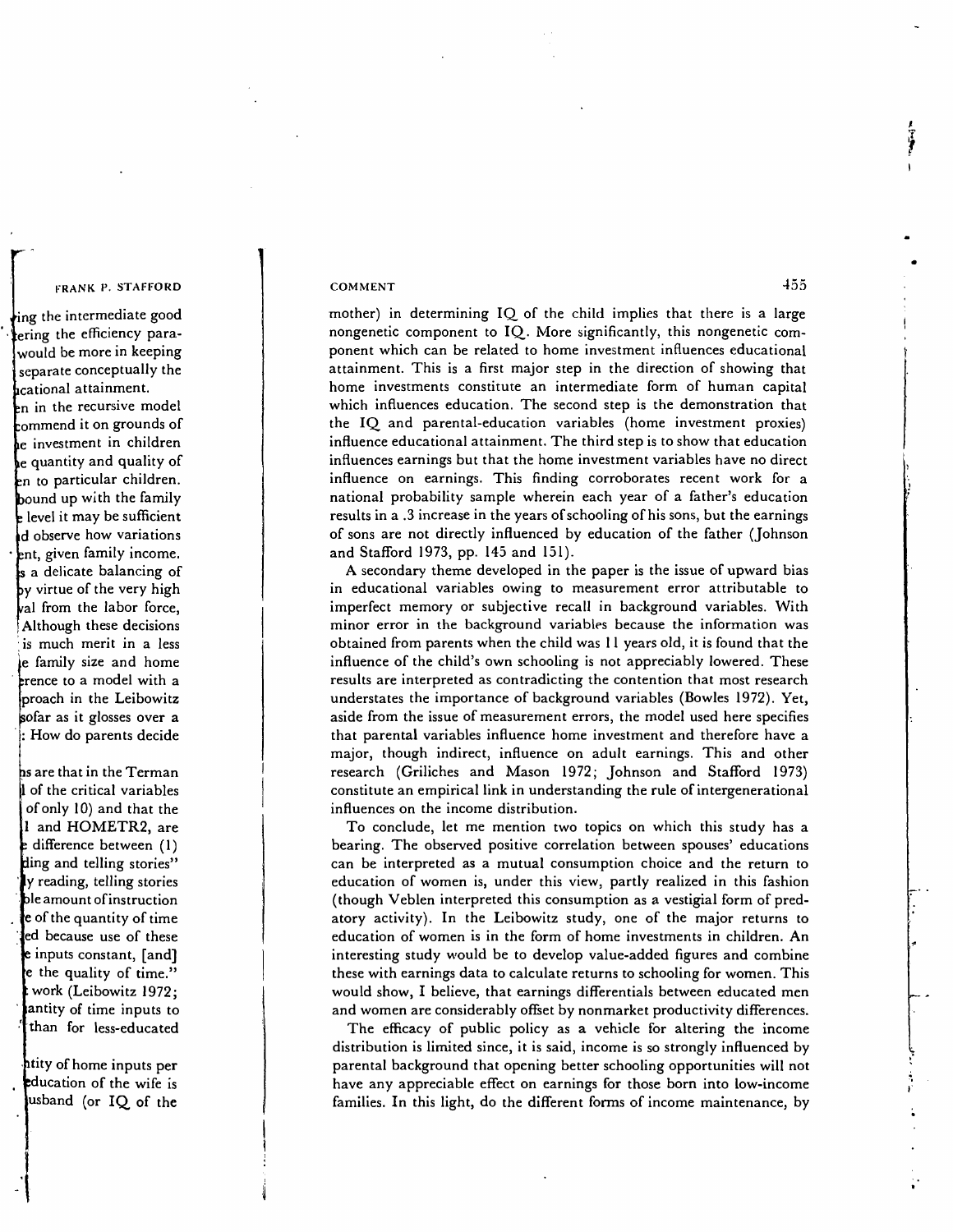mother) in determining IQ of the child implies that there is a large nongenetic component to IQ. More significantly, this nongenetic component which can be related to home investment influences educational attainment. This is a first major step in the direction of showing that home investments constitute an intermediate form of human capital which influences education. The second step is the demonstration that the IQ and parental-education variables (home investment proxies) influence educational attainment. The third step is to show that education influences earnings but that the home investment variables have no direct influence on earnings. This finding corroborates recent work for a national probability sample wherein each year of a father's education results in a .3 increase in the years of schooling of his sons, but the earnings of sons are not directly influenced by education of the father (Johnson and Stafford 1973, pp. 145 and 151).

A secondary theme developed in the paper is the issue of upward bias in educational variables owing to measurement error attributable to imperfect memory or subjective recall in background variables. With minor error in the background variables because the information was obtained from parents when the child was 11 years old, it is found that the influence of the child's own schooling is not appreciably lowered. These results are interpreted as contradicting the contention that most research understates the importance of background variables (Bowles 1972). Yet, aside from the issue of measurement errors, the model used here specifies that parental variables influence home investment and therefore have a major, though indirect, influence on adult earnings. This and other research (Griliches and Mason 1972; Johnson and Stafford 1973) constitute an empirical link in understanding the rule of intergenerational influences on the income distribution.

To conclude, let me mention two topics on which this study has a bearing. The observed positive correlation between spouses' educations can be interpreted as a mutual consumption choice and the return to education of women is, under this view, partly realized in this fashion (though Veblen interpreted this consumption as a vestigial form of predatory activity). In the Leibowitz study, one of the major returns to education of women is in the form of home investments in children. An interesting study would be to develop value-added figures and combine these with earnings data to calculate returns to schooling for women. This would show, I believe, that earnings differentials between educated men and women are considerably offset by nonmarket productivity differences.

The efficacy of public policy as a vehicle for altering the income distribution is limited since, it is said, income is so strongly influenced by parental background that opening better schooling opportunities will not have any appreciable effect on earnings for those born into low-income families. In this light, do the different forms of income maintenance, by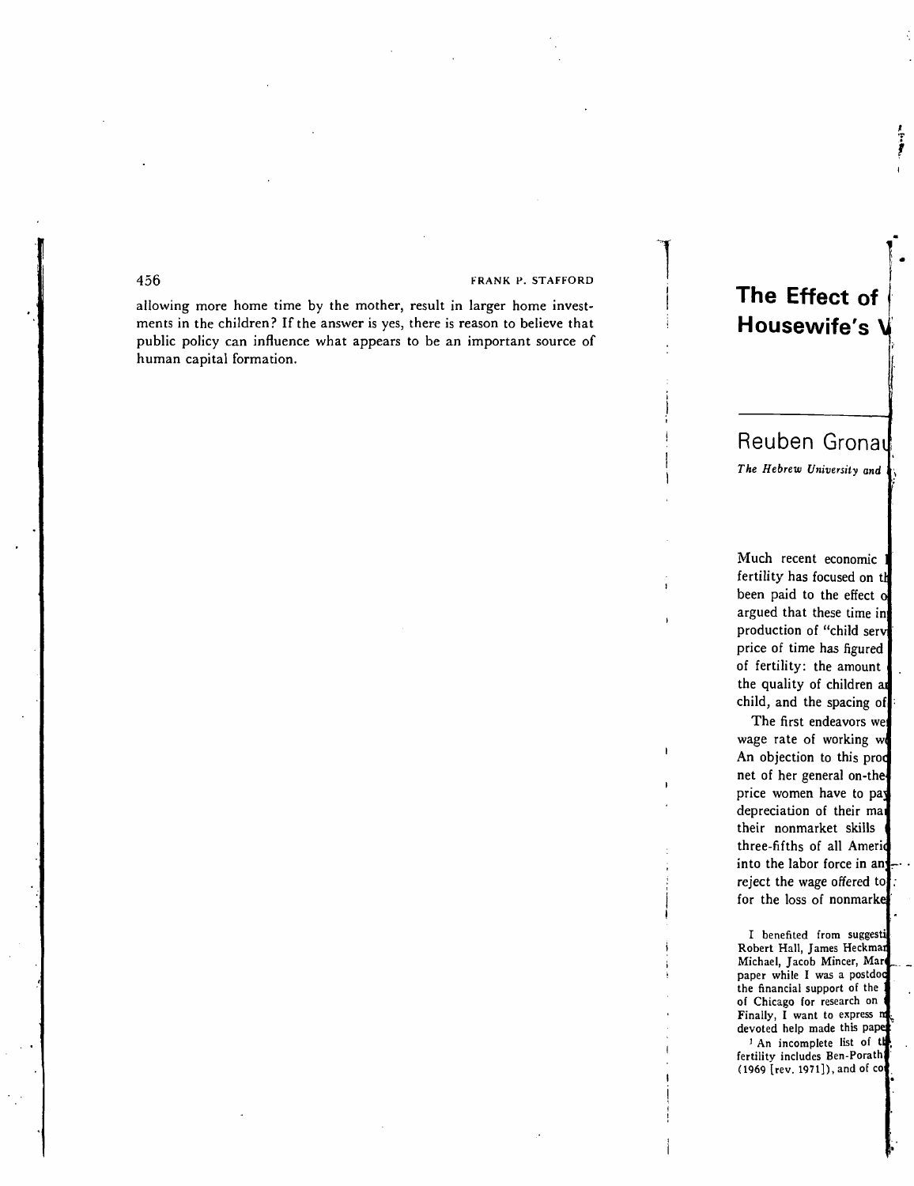allowing more home time by the mother, result in larger home investments in the children? If the answer is yes, there is reason to believe that public policy can influence what appears to be an important source of human capital formation.

# The Effect of Housewife's V

## Reuben Gronau

*The Hebrew University and*

Much recent economic fertility has focused on th been paid to the effect o argued that these time in production of "child serv price of time has figured of fertility: the amount the quality of children a child, and the spacing of

The first endeavors we wage rate of working w An objection to this proc net of her general on-the price women have to pay depreciation of their ma their nonmarket skills three-fifths of all Americ into the labor force in an reject the wage offered to for the loss of nonmarke

I benefited from suggesti Robert Hall, James Heckman Michael, Jacob Mincer, Mar paper while I was a postdoc the financial support of the of Chicago for research on Finally, I want to express m devoted help made this pape

[1] An incomplete list of th fertility includes Ben-Porath (1969 [rev. 1971]), and of co